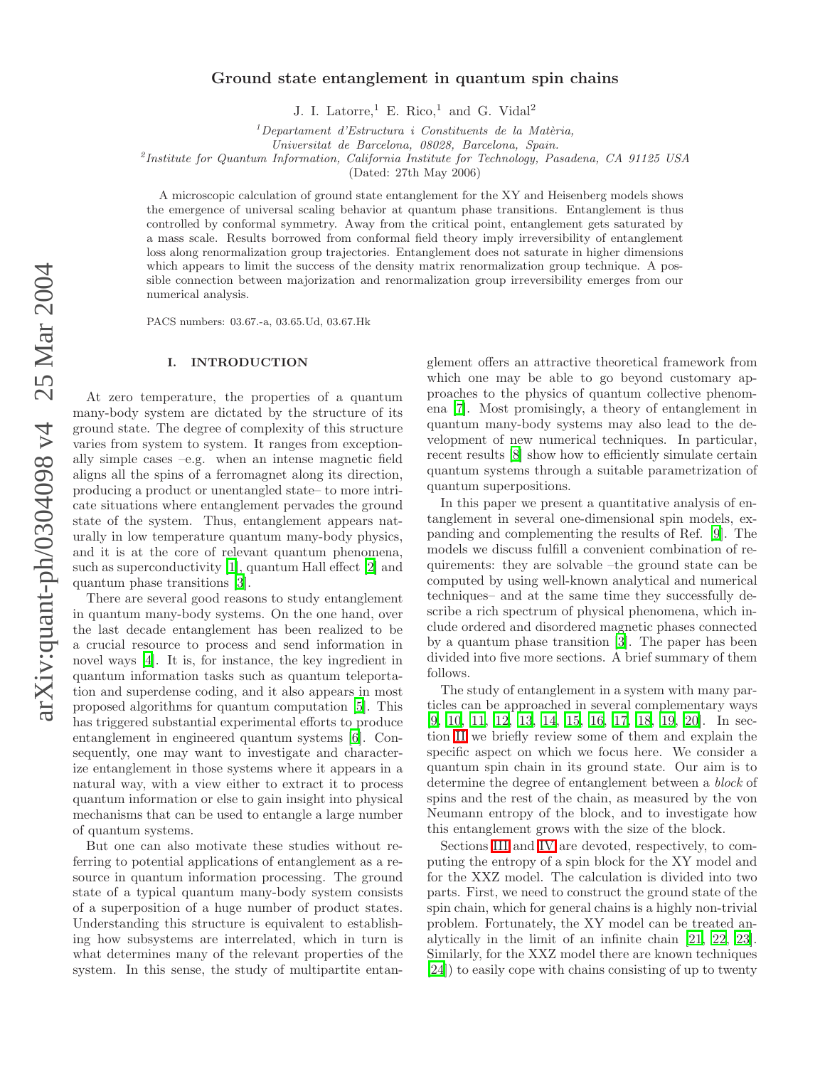# Ground state entanglement in quantum spin chains

J. I. Latorre,[1] E. Rico,[1] and G. Vidal[2]

[1] *Departament d'Estructura i Constituents de la Matèria, Universitat de Barcelona, 08028, Barcelona, Spain.*

[2] *Institute for Quantum Information, California Institute for Technology, Pasadena, CA 91125 USA*

(Dated: 27th May 2006)

A microscopic calculation of ground state entanglement for the XY and Heisenberg models shows the emergence of universal scaling behavior at quantum phase transitions. Entanglement is thus controlled by conformal symmetry. Away from the critical point, entanglement gets saturated by a mass scale. Results borrowed from conformal field theory imply irreversibility of entanglement loss along renormalization group trajectories. Entanglement does not saturate in higher dimensions which appears to limit the success of the density matrix renormalization group technique. A possible connection between majorization and renormalization group irreversibility emerges from our numerical analysis.

PACS numbers: 03.67.-a, 03.65.Ud, 03.67.Hk

## I. INTRODUCTION

At zero temperature, the properties of a quantum many-body system are dictated by the structure of its ground state. The degree of complexity of this structure varies from system to system. It ranges from exceptionally simple cases –e.g. when an intense magnetic field aligns all the spins of a ferromagnet along its direction, producing a product or unentangled state– to more intricate situations where entanglement pervades the ground state of the system. Thus, entanglement appears naturally in low temperature quantum many-body physics, and it is at the core of relevant quantum phenomena, such as superconductivity [1], quantum Hall effect [2] and quantum phase transitions [3].

There are several good reasons to study entanglement in quantum many-body systems. On the one hand, over the last decade entanglement has been realized to be a crucial resource to process and send information in novel ways [4]. It is, for instance, the key ingredient in quantum information tasks such as quantum teleportation and superdense coding, and it also appears in most proposed algorithms for quantum computation [5]. This has triggered substantial experimental efforts to produce entanglement in engineered quantum systems [6]. Consequently, one may want to investigate and characterize entanglement in those systems where it appears in a natural way, with a view either to extract it to process quantum information or else to gain insight into physical mechanisms that can be used to entangle a large number of quantum systems.

But one can also motivate these studies without referring to potential applications of entanglement as a resource in quantum information processing. The ground state of a typical quantum many-body system consists of a superposition of a huge number of product states. Understanding this structure is equivalent to establishing how subsystems are interrelated, which in turn is what determines many of the relevant properties of the system. In this sense, the study of multipartite entanglement offers an attractive theoretical framework from which one may be able to go beyond customary approaches to the physics of quantum collective phenomena [7]. Most promisingly, a theory of entanglement in quantum many-body systems may also lead to the development of new numerical techniques. In particular, recent results [8] show how to efficiently simulate certain quantum systems through a suitable parametrization of quantum superpositions.

In this paper we present a quantitative analysis of entanglement in several one-dimensional spin models, expanding and complementing the results of Ref. [9]. The models we discuss fulfill a convenient combination of requirements: they are solvable –the ground state can be computed by using well-known analytical and numerical techniques– and at the same time they successfully describe a rich spectrum of physical phenomena, which include ordered and disordered magnetic phases connected by a quantum phase transition [3]. The paper has been divided into five more sections. A brief summary of them follows.

The study of entanglement in a system with many particles can be approached in several complementary ways [9, 10, 11, 12, 13, 14, 15, 16, 17, 18, 19, 20]. In section II we briefly review some of them and explain the specific aspect on which we focus here. We consider a quantum spin chain in its ground state. Our aim is to determine the degree of entanglement between a *block* of spins and the rest of the chain, as measured by the von Neumann entropy of the block, and to investigate how this entanglement grows with the size of the block.

Sections III and IV are devoted, respectively, to computing the entropy of a spin block for the XY model and for the XXZ model. The calculation is divided into two parts. First, we need to construct the ground state of the spin chain, which for general chains is a highly non-trivial problem. Fortunately, the XY model can be treated analytically in the limit of an infinite chain [21, 22, 23]. Similarly, for the XXZ model there are known techniques [24]) to easily cope with chains consisting of up to twenty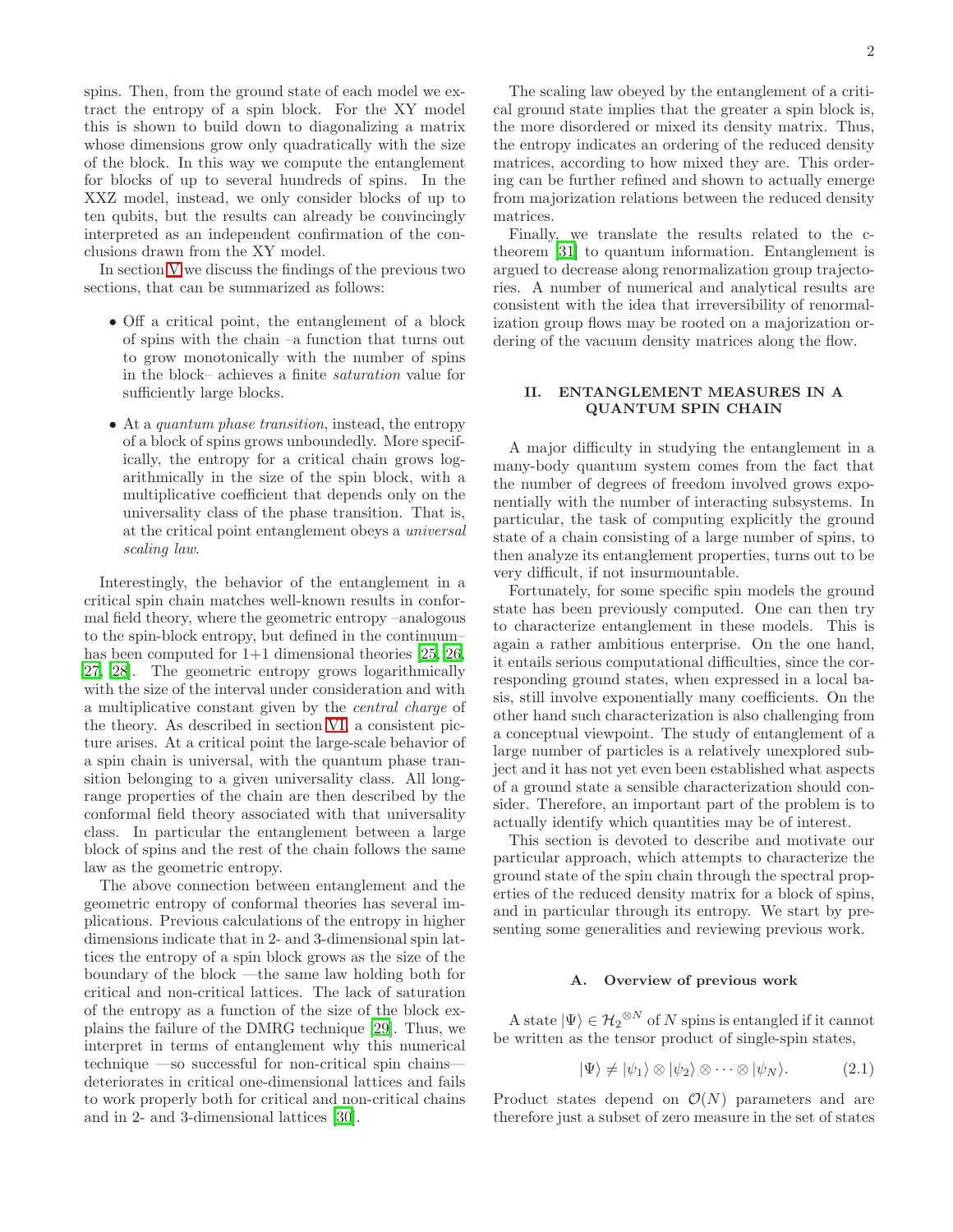spins. Then, from the ground state of each model we extract the entropy of a spin block. For the XY model this is shown to build down to diagonalizing a matrix whose dimensions grow only quadratically with the size of the block. In this way we compute the entanglement for blocks of up to several hundreds of spins. In the XXZ model, instead, we only consider blocks of up to ten qubits, but the results can already be convincingly interpreted as an independent confirmation of the conclusions drawn from the XY model.

In section V we discuss the findings of the previous two sections, that can be summarized as follows:

- Off a critical point, the entanglement of a block of spins with the chain –a function that turns out to grow monotonically with the number of spins in the block– achieves a finite *saturation* value for sufficiently large blocks.
- At a *quantum phase transition*, instead, the entropy of a block of spins grows unboundedly. More specifically, the entropy for a critical chain grows logarithmically in the size of the spin block, with a multiplicative coefficient that depends only on the universality class of the phase transition. That is, at the critical point entanglement obeys a *universal scaling law*.

Interestingly, the behavior of the entanglement in a critical spin chain matches well-known results in conformal field theory, where the geometric entropy –analogous to the spin-block entropy, but defined in the continuum– has been computed for 1+1 dimensional theories [25, 26, 27, 28]. The geometric entropy grows logarithmically with the size of the interval under consideration and with a multiplicative constant given by the *central charge* of the theory. As described in section VI, a consistent picture arises. At a critical point the large-scale behavior of a spin chain is universal, with the quantum phase transition belonging to a given universality class. All long-range properties of the chain are then described by the conformal field theory associated with that universality class. In particular the entanglement between a large block of spins and the rest of the chain follows the same law as the geometric entropy.

The above connection between entanglement and the geometric entropy of conformal theories has several implications. Previous calculations of the entropy in higher dimensions indicate that in 2- and 3-dimensional spin lattices the entropy of a spin block grows as the size of the boundary of the block —the same law holding both for critical and non-critical lattices. The lack of saturation of the entropy as a function of the size of the block explains the failure of the DMRG technique [29]. Thus, we interpret in terms of entanglement why this numerical technique —so successful for non-critical spin chains— deteriorates in critical one-dimensional lattices and fails to work properly both for critical and non-critical chains and in 2- and 3-dimensional lattices [30].

The scaling law obeyed by the entanglement of a critical ground state implies that the greater a spin block is, the more disordered or mixed its density matrix. Thus, the entropy indicates an ordering of the reduced density matrices, according to how mixed they are. This ordering can be further refined and shown to actually emerge from majorization relations between the reduced density matrices.

Finally, we translate the results related to the c-theorem [31] to quantum information. Entanglement is argued to decrease along renormalization group trajectories. A number of numerical and analytical results are consistent with the idea that irreversibility of renormalization group flows may be rooted on a majorization ordering of the vacuum density matrices along the flow.

## II. ENTANGLEMENT MEASURES IN A QUANTUM SPIN CHAIN

A major difficulty in studying the entanglement in a many-body quantum system comes from the fact that the number of degrees of freedom involved grows exponentially with the number of interacting subsystems. In particular, the task of computing explicitly the ground state of a chain consisting of a large number of spins, to then analyze its entanglement properties, turns out to be very difficult, if not insurmountable.

Fortunately, for some specific spin models the ground state has been previously computed. One can then try to characterize entanglement in these models. This is again a rather ambitious enterprise. On the one hand, it entails serious computational difficulties, since the corresponding ground states, when expressed in a local basis, still involve exponentially many coefficients. On the other hand such characterization is also challenging from a conceptual viewpoint. The study of entanglement of a large number of particles is a relatively unexplored subject and it has not yet even been established what aspects of a ground state a sensible characterization should consider. Therefore, an important part of the problem is to actually identify which quantities may be of interest.

This section is devoted to describe and motivate our particular approach, which attempts to characterize the ground state of the spin chain through the spectral properties of the reduced density matrix for a block of spins, and in particular through its entropy. We start by presenting some generalities and reviewing previous work.

### A. Overview of previous work

A state $|\Psi\rangle \in \mathcal{H}_2^{\otimes N}$ of $N$ spins is entangled if it cannot be written as the tensor product of single-spin states,

$$|\Psi\rangle \neq |\psi_1\rangle \otimes |\psi_2\rangle \otimes \cdots \otimes |\psi_N\rangle. \tag{2.1}$$

Product states depend on $\mathcal{O}(N)$ parameters and are therefore just a subset of zero measure in the set of states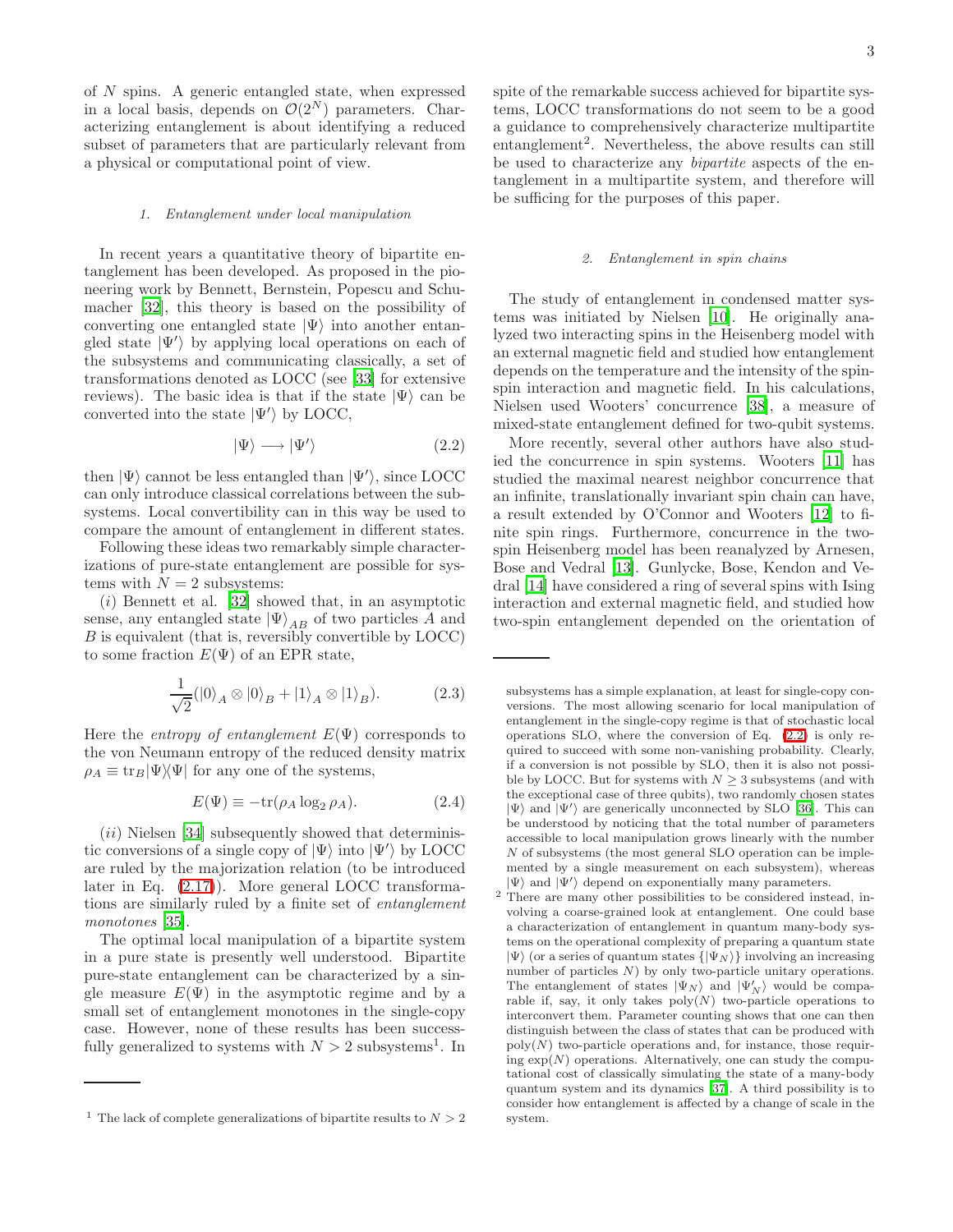of $N$ spins. A generic entangled state, when expressed in a local basis, depends on $\mathcal{O}(2^N)$ parameters. Characterizing entanglement is about identifying a reduced subset of parameters that are particularly relevant from a physical or computational point of view.

#### 1. Entanglement under local manipulation

In recent years a quantitative theory of bipartite entanglement has been developed. As proposed in the pioneering work by Bennett, Bernstein, Popescu and Schumacher [32], this theory is based on the possibility of converting one entangled state $|\Psi\rangle$ into another entangled state $|\Psi'\rangle$ by applying local operations on each of the subsystems and communicating classically, a set of transformations denoted as LOCC (see [33] for extensive reviews). The basic idea is that if the state $|\Psi\rangle$ can be converted into the state $|\Psi'\rangle$ by LOCC,

$$|\Psi\rangle \longrightarrow |\Psi'\rangle \tag{2.2}$$

then $|\Psi\rangle$ cannot be less entangled than $|\Psi'\rangle$, since LOCC can only introduce classical correlations between the subsystems. Local convertibility can in this way be used to compare the amount of entanglement in different states.

Following these ideas two remarkably simple characterizations of pure-state entanglement are possible for systems with $N = 2$ subsystems:

($i$) Bennett et al. [32] showed that, in an asymptotic sense, any entangled state $|\Psi\rangle_{AB}$ of two particles $A$ and $B$ is equivalent (that is, reversibly convertible by LOCC) to some fraction $E(\Psi)$ of an EPR state,

$$\frac{1}{\sqrt{2}}(|0\rangle_A \otimes |0\rangle_B + |1\rangle_A \otimes |1\rangle_B). \tag{2.3}$$

Here the *entropy of entanglement* $E(\Psi)$ corresponds to the von Neumann entropy of the reduced density matrix $\rho_A \equiv \text{tr}_B|\Psi\rangle\langle\Psi|$ for any one of the systems,

$$E(\Psi) \equiv -\text{tr}(\rho_A \log_2 \rho_A). \tag{2.4}$$

($ii$) Nielsen [34] subsequently showed that deterministic conversions of a single copy of $|\Psi\rangle$ into $|\Psi'\rangle$ by LOCC are ruled by the majorization relation (to be introduced later in Eq. (2.17)). More general LOCC transformations are similarly ruled by a finite set of *entanglement monotones* [35].

The optimal local manipulation of a bipartite system in a pure state is presently well understood. Bipartite pure-state entanglement can be characterized by a single measure $E(\Psi)$ in the asymptotic regime and by a small set of entanglement monotones in the single-copy case. However, none of these results has been successfully generalized to systems with $N > 2$ subsystems[1]. In spite of the remarkable success achieved for bipartite systems, LOCC transformations do not seem to be a good a guidance to comprehensively characterize multipartite entanglement[2]. Nevertheless, the above results can still be used to characterize any *bipartite* aspects of the entanglement in a multipartite system, and therefore will be sufficing for the purposes of this paper.

#### 2. Entanglement in spin chains

The study of entanglement in condensed matter systems was initiated by Nielsen [10]. He originally analyzed two interacting spins in the Heisenberg model with an external magnetic field and studied how entanglement depends on the temperature and the intensity of the spin-spin interaction and magnetic field. In his calculations, Nielsen used Wooters' concurrence [38], a measure of mixed-state entanglement defined for two-qubit systems.

More recently, several other authors have also studied the concurrence in spin systems. Wooters [11] has studied the maximal nearest neighbor concurrence that an infinite, translationally invariant spin chain can have, a result extended by O'Connor and Wooters [12] to finite spin rings. Furthermore, concurrence in the two-spin Heisenberg model has been reanalyzed by Arnesen, Bose and Vedral [13]. Gunlycke, Bose, Kendon and Vedral [14] have considered a ring of several spins with Ising interaction and external magnetic field, and studied how two-spin entanglement depended on the orientation of

---

[1] The lack of complete generalizations of bipartite results to $N > 2$ subsystems has a simple explanation, at least for single-copy conversions. The most allowing scenario for local manipulation of entanglement in the single-copy regime is that of stochastic local operations SLO, where the conversion of Eq. (2.2) is only required to succeed with some non-vanishing probability. Clearly, if a conversion is not possible by SLO, then it is also not possible by LOCC. But for systems with $N \geq 3$ subsystems (and with the exceptional case of three qubits), two randomly chosen states $|\Psi\rangle$ and $|\Psi'\rangle$ are generically unconnected by SLO [36]. This can be understood by noticing that the total number of parameters accessible to local manipulation grows linearly with the number $N$ of subsystems (the most general SLO operation can be implemented by a single measurement on each subsystem), whereas $|\Psi\rangle$ and $|\Psi'\rangle$ depend on exponentially many parameters.

[2] There are many other possibilities to be considered instead, involving a coarse-grained look at entanglement. One could base a characterization of entanglement in quantum many-body systems on the operational complexity of preparing a quantum state $|\Psi\rangle$ (or a series of quantum states $\{|\Psi_N\rangle\}$ involving an increasing number of particles $N$) by only two-particle unitary operations. The entanglement of states $|\Psi_N\rangle$ and $|\Psi'_N\rangle$ would be comparable if, say, it only takes poly($N$) two-particle operations to interconvert them. Parameter counting shows that one can then distinguish between the class of states that can be produced with poly($N$) two-particle operations and, for instance, those requiring exp($N$) operations. Alternatively, one can study the computational cost of classically simulating the state of a many-body quantum system and its dynamics [37]. A third possibility is to consider how entanglement is affected by a change of scale in the system.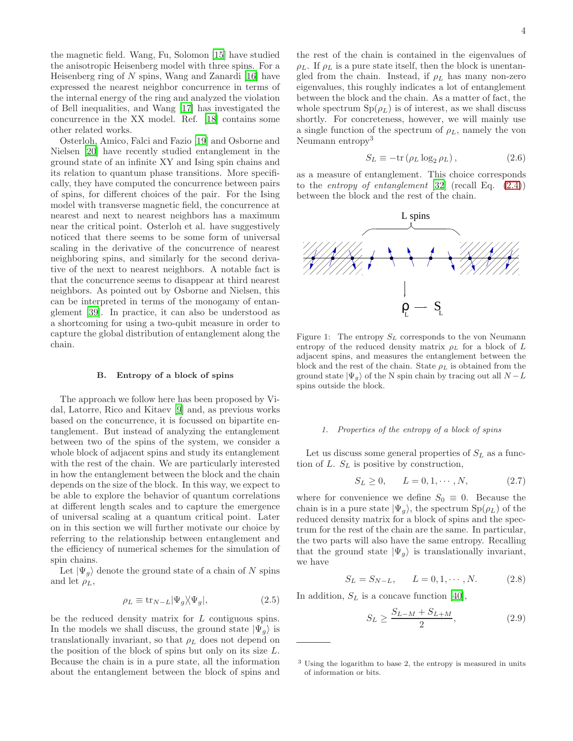the magnetic field. Wang, Fu, Solomon [15] have studied the anisotropic Heisenberg model with three spins. For a Heisenberg ring of $N$ spins, Wang and Zanardi [16] have expressed the nearest neighbor concurrence in terms of the internal energy of the ring and analyzed the violation of Bell inequalities, and Wang [17] has investigated the concurrence in the XX model. Ref. [18] contains some other related works.

Osterloh, Amico, Falci and Fazio [19] and Osborne and Nielsen [20] have recently studied entanglement in the ground state of an infinite XY and Ising spin chains and its relation to quantum phase transitions. More specifically, they have computed the concurrence between pairs of spins, for different choices of the pair. For the Ising model with transverse magnetic field, the concurrence at nearest and next to nearest neighbors has a maximum near the critical point. Osterloh et al. have suggestively noticed that there seems to be some form of universal scaling in the derivative of the concurrence of nearest neighboring spins, and similarly for the second derivative of the next to nearest neighbors. A notable fact is that the concurrence seems to disappear at third nearest neighbors. As pointed out by Osborne and Nielsen, this can be interpreted in terms of the monogamy of entanglement [39]. In practice, it can also be understood as a shortcoming for using a two-qubit measure in order to capture the global distribution of entanglement along the chain.

### B. Entropy of a block of spins

The approach we follow here has been proposed by Vidal, Latorre, Rico and Kitaev [9] and, as previous works based on the concurrence, it is focussed on bipartite entanglement. But instead of analyzing the entanglement between two of the spins of the system, we consider a whole block of adjacent spins and study its entanglement with the rest of the chain. We are particularly interested in how the entanglement between the block and the chain depends on the size of the block. In this way, we expect to be able to explore the behavior of quantum correlations at different length scales and to capture the emergence of universal scaling at a quantum critical point. Later on in this section we will further motivate our choice by referring to the relationship between entanglement and the efficiency of numerical schemes for the simulation of spin chains.

Let $|\Psi_g\rangle$ denote the ground state of a chain of $N$ spins and let $\rho_L$,

$$\rho_L \equiv \mathrm{tr}_{N-L}|\Psi_g\rangle\langle\Psi_g|, \tag{2.5}$$

be the reduced density matrix for $L$ contiguous spins. In the models we shall discuss, the ground state $|\Psi_g\rangle$ is translationally invariant, so that $\rho_L$ does not depend on the position of the block of spins but only on its size $L$. Because the chain is in a pure state, all the information about the entanglement between the block of spins and the rest of the chain is contained in the eigenvalues of $\rho_L$. If $\rho_L$ is a pure state itself, then the block is unentangled from the chain. Instead, if $\rho_L$ has many non-zero eigenvalues, this roughly indicates a lot of entanglement between the block and the chain. As a matter of fact, the whole spectrum $\mathrm{Sp}(\rho_L)$ is of interest, as we shall discuss shortly. For concreteness, however, we will mainly use a single function of the spectrum of $\rho_L$, namely the von Neumann entropy[3]

$$S_L \equiv -\mathrm{tr}\left(\rho_L \log_2 \rho_L\right), \tag{2.6}$$

as a measure of entanglement. This choice corresponds to the *entropy of entanglement* [32] (recall Eq. (2.4)) between the block and the rest of the chain.

Figure 1: The entropy $S_L$ corresponds to the von Neumann entropy of the reduced density matrix $\rho_L$ for a block of $L$ adjacent spins, and measures the entanglement between the block and the rest of the chain. State $\rho_L$ is obtained from the ground state $|\Psi_g\rangle$ of the N spin chain by tracing out all $N-L$ spins outside the block.

#### 1. Properties of the entropy of a block of spins

Let us discuss some general properties of $S_L$ as a function of $L$. $S_L$ is positive by construction,

$$S_L \geq 0, \qquad L = 0, 1, \cdots, N, \tag{2.7}$$

where for convenience we define $S_0 \equiv 0$. Because the chain is in a pure state $|\Psi_g\rangle$, the spectrum $\mathrm{Sp}(\rho_L)$ of the reduced density matrix for a block of spins and the spectrum for the rest of the chain are the same. In particular, the two parts will also have the same entropy. Recalling that the ground state $|\Psi_g\rangle$ is translationally invariant, we have

$$S_L = S_{N-L}, \qquad L = 0, 1, \cdots, N. \tag{2.8}$$

In addition, $S_L$ is a concave function [40],

$$S_L \geq \frac{S_{L-M} + S_{L+M}}{2}, \tag{2.9}$$

[3] Using the logarithm to base 2, the entropy is measured in units of information or bits.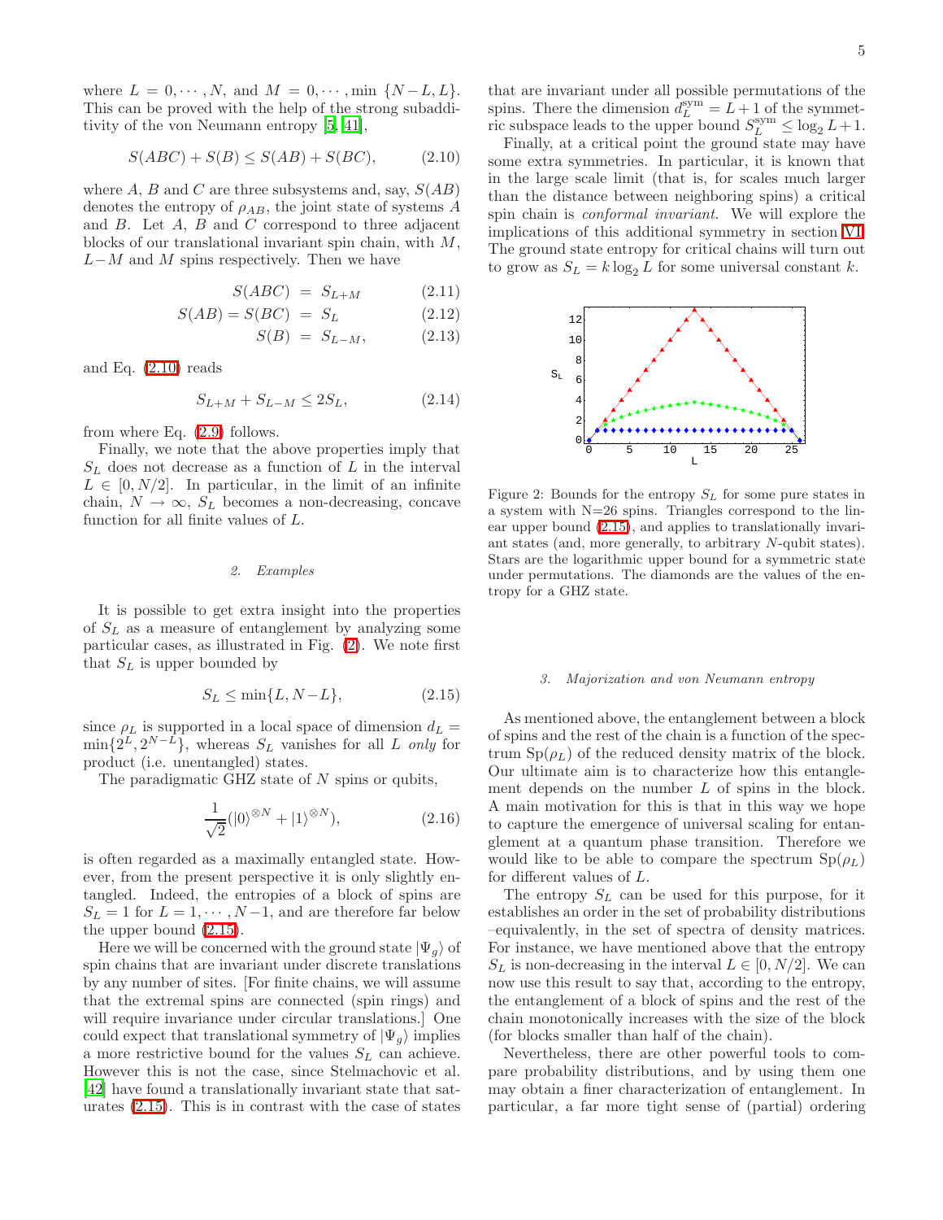where $L = 0, \cdots, N$, and $M = 0, \cdots, \min\{N-L, L\}$. This can be proved with the help of the strong subadditivity of the von Neumann entropy [5, 41],

$$S(ABC) + S(B) \leq S(AB) + S(BC), \tag{2.10}$$

where $A$, $B$ and $C$ are three subsystems and, say, $S(AB)$ denotes the entropy of $\rho_{AB}$, the joint state of systems $A$ and $B$. Let $A$, $B$ and $C$ correspond to three adjacent blocks of our translational invariant spin chain, with $M$, $L-M$ and $M$ spins respectively. Then we have

$$S(ABC) = S_{L+M} \tag{2.11}$$
$$S(AB) = S(BC) = S_L \tag{2.12}$$
$$S(B) = S_{L-M}, \tag{2.13}$$

and Eq. (2.10) reads

$$S_{L+M} + S_{L-M} \leq 2S_L, \tag{2.14}$$

from where Eq. (2.9) follows.

Finally, we note that the above properties imply that $S_L$ does not decrease as a function of $L$ in the interval $L \in [0, N/2]$. In particular, in the limit of an infinite chain, $N \to \infty$, $S_L$ becomes a non-decreasing, concave function for all finite values of $L$.

#### 2. Examples

It is possible to get extra insight into the properties of $S_L$ as a measure of entanglement by analyzing some particular cases, as illustrated in Fig. (2). We note first that $S_L$ is upper bounded by

$$S_L \leq \min\{L, N-L\}, \tag{2.15}$$

since $\rho_L$ is supported in a local space of dimension $d_L = \min\{2^L, 2^{N-L}\}$, whereas $S_L$ vanishes for all $L$ *only* for product (i.e. unentangled) states.

The paradigmatic GHZ state of $N$ spins or qubits,

$$\frac{1}{\sqrt{2}}(|0\rangle^{\otimes N} + |1\rangle^{\otimes N}), \tag{2.16}$$

is often regarded as a maximally entangled state. However, from the present perspective it is only slightly entangled. Indeed, the entropies of a block of spins are $S_L = 1$ for $L = 1, \cdots, N-1$, and are therefore far below the upper bound (2.15).

Here we will be concerned with the ground state $|\Psi_g\rangle$ of spin chains that are invariant under discrete translations by any number of sites. [For finite chains, we will assume that the extremal spins are connected (spin rings) and will require invariance under circular translations.] One could expect that translational symmetry of $|\Psi_g\rangle$ implies a more restrictive bound for the values $S_L$ can achieve. However this is not the case, since Stelmachovic et al. [42] have found a translationally invariant state that saturates (2.15). This is in contrast with the case of states that are invariant under all possible permutations of the spins. There the dimension $d_L^{\text{sym}} = L+1$ of the symmetric subspace leads to the upper bound $S_L^{\text{sym}} \leq \log_2 L + 1$.

Finally, at a critical point the ground state may have some extra symmetries. In particular, it is known that in the large scale limit (that is, for scales much larger than the distance between neighboring spins) a critical spin chain is *conformal invariant*. We will explore the implications of this additional symmetry in section VI. The ground state entropy for critical chains will turn out to grow as $S_L = k \log_2 L$ for some universal constant $k$.

Figure 2: Bounds for the entropy $S_L$ for some pure states in a system with N=26 spins. Triangles correspond to the linear upper bound (2.15), and applies to translationally invariant states (and, more generally, to arbitrary $N$-qubit states). Stars are the logarithmic upper bound for a symmetric state under permutations. The diamonds are the values of the entropy for a GHZ state.

#### 3. Majorization and von Neumann entropy

As mentioned above, the entanglement between a block of spins and the rest of the chain is a function of the spectrum $\text{Sp}(\rho_L)$ of the reduced density matrix of the block. Our ultimate aim is to characterize how this entanglement depends on the number $L$ of spins in the block. A main motivation for this is that in this way we hope to capture the emergence of universal scaling for entanglement at a quantum phase transition. Therefore we would like to be able to compare the spectrum $\text{Sp}(\rho_L)$ for different values of $L$.

The entropy $S_L$ can be used for this purpose, for it establishes an order in the set of probability distributions –equivalently, in the set of spectra of density matrices. For instance, we have mentioned above that the entropy $S_L$ is non-decreasing in the interval $L \in [0, N/2]$. We can now use this result to say that, according to the entropy, the entanglement of a block of spins and the rest of the chain monotonically increases with the size of the block (for blocks smaller than half of the chain).

Nevertheless, there are other powerful tools to compare probability distributions, and by using them one may obtain a finer characterization of entanglement. In particular, a far more tight sense of (partial) ordering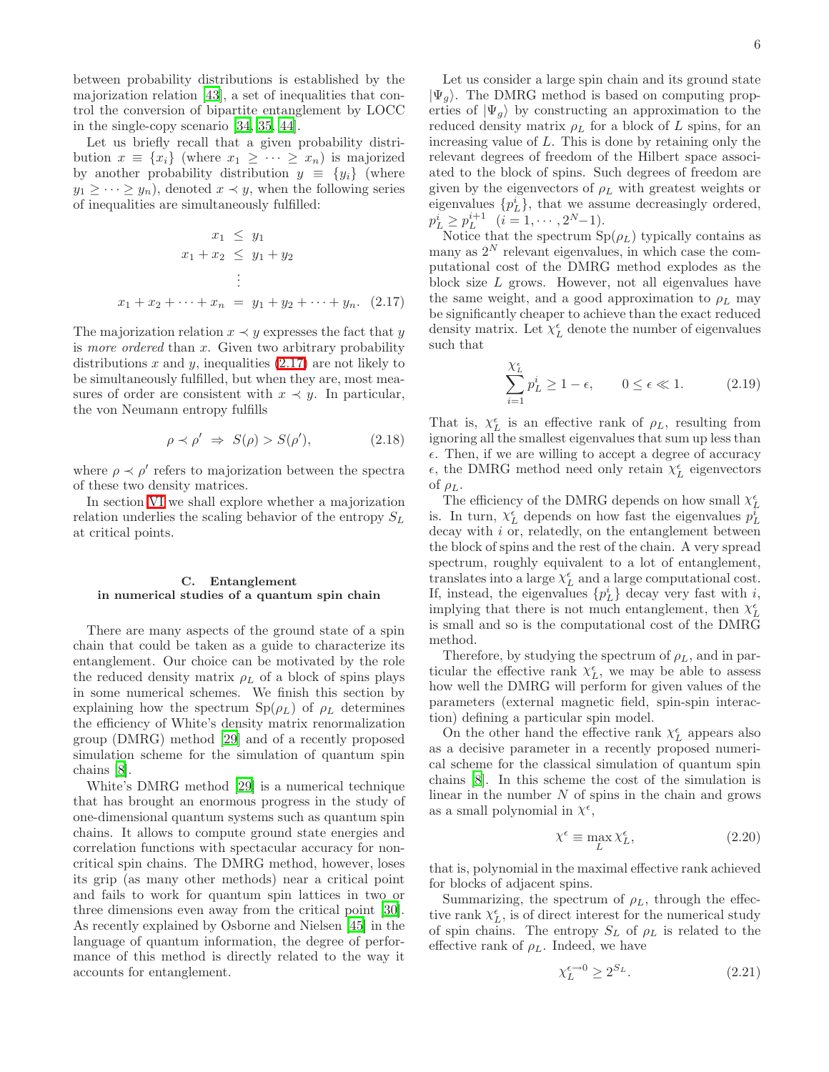between probability distributions is established by the majorization relation [43], a set of inequalities that control the conversion of bipartite entanglement by LOCC in the single-copy scenario [34, 35, 44].

Let us briefly recall that a given probability distribution $x \equiv \{x_i\}$ (where $x_1 \geq \cdots \geq x_n$) is majorized by another probability distribution $y \equiv \{y_i\}$ (where $y_1 \geq \cdots \geq y_n$), denoted $x \prec y$, when the following series of inequalities are simultaneously fulfilled:

$$
\begin{aligned}
x_1 &\leq y_1 \\
x_1 + x_2 &\leq y_1 + y_2 \\
&\vdots \\
x_1 + x_2 + \cdots + x_n &= y_1 + y_2 + \cdots + y_n.
\end{aligned} \tag{2.17}
$$

The majorization relation $x \prec y$ expresses the fact that $y$ is *more ordered* than $x$. Given two arbitrary probability distributions $x$ and $y$, inequalities (2.17) are not likely to be simultaneously fulfilled, but when they are, most measures of order are consistent with $x \prec y$. In particular, the von Neumann entropy fulfills

$$
\rho \prec \rho' \;\Rightarrow\; S(\rho) > S(\rho'), \tag{2.18}
$$

where $\rho \prec \rho'$ refers to majorization between the spectra of these two density matrices.

In section VI we shall explore whether a majorization relation underlies the scaling behavior of the entropy $S_L$ at critical points.

### C. Entanglement in numerical studies of a quantum spin chain

There are many aspects of the ground state of a spin chain that could be taken as a guide to characterize its entanglement. Our choice can be motivated by the role the reduced density matrix $\rho_L$ of a block of spins plays in some numerical schemes. We finish this section by explaining how the spectrum $\mathrm{Sp}(\rho_L)$ of $\rho_L$ determines the efficiency of White's density matrix renormalization group (DMRG) method [29] and of a recently proposed simulation scheme for the simulation of quantum spin chains [8].

White's DMRG method [29] is a numerical technique that has brought an enormous progress in the study of one-dimensional quantum systems such as quantum spin chains. It allows to compute ground state energies and correlation functions with spectacular accuracy for noncritical spin chains. The DMRG method, however, loses its grip (as many other methods) near a critical point and fails to work for quantum spin lattices in two or three dimensions even away from the critical point [30]. As recently explained by Osborne and Nielsen [45] in the language of quantum information, the degree of performance of this method is directly related to the way it accounts for entanglement.

Let us consider a large spin chain and its ground state $|\Psi_g\rangle$. The DMRG method is based on computing properties of $|\Psi_g\rangle$ by constructing an approximation to the reduced density matrix $\rho_L$ for a block of $L$ spins, for an increasing value of $L$. This is done by retaining only the relevant degrees of freedom of the Hilbert space associated to the block of spins. Such degrees of freedom are given by the eigenvectors of $\rho_L$ with greatest weights or eigenvalues $\{p_L^i\}$, that we assume decreasingly ordered, $p_L^i \geq p_L^{i+1}$ $(i = 1, \cdots, 2^N - 1)$.

Notice that the spectrum $\mathrm{Sp}(\rho_L)$ typically contains as many as $2^N$ relevant eigenvalues, in which case the computational cost of the DMRG method explodes as the block size $L$ grows. However, not all eigenvalues have the same weight, and a good approximation to $\rho_L$ may be significantly cheaper to achieve than the exact reduced density matrix. Let $\chi_L^\epsilon$ denote the number of eigenvalues such that

$$
\sum_{i=1}^{\chi_L^\epsilon} p_L^i \geq 1 - \epsilon, \qquad 0 \leq \epsilon \ll 1. \tag{2.19}
$$

That is, $\chi_L^\epsilon$ is an effective rank of $\rho_L$, resulting from ignoring all the smallest eigenvalues that sum up less than $\epsilon$. Then, if we are willing to accept a degree of accuracy $\epsilon$, the DMRG method need only retain $\chi_L^\epsilon$ eigenvectors of $\rho_L$.

The efficiency of the DMRG depends on how small $\chi_L^\epsilon$ is. In turn, $\chi_L^\epsilon$ depends on how fast the eigenvalues $p_L^i$ decay with $i$ or, relatedly, on the entanglement between the block of spins and the rest of the chain. A very spread spectrum, roughly equivalent to a lot of entanglement, translates into a large $\chi_L^\epsilon$ and a large computational cost. If, instead, the eigenvalues $\{p_L^i\}$ decay very fast with $i$, implying that there is not much entanglement, then $\chi_L^\epsilon$ is small and so is the computational cost of the DMRG method.

Therefore, by studying the spectrum of $\rho_L$, and in particular the effective rank $\chi_L^\epsilon$, we may be able to assess how well the DMRG will perform for given values of the parameters (external magnetic field, spin-spin interaction) defining a particular spin model.

On the other hand the effective rank $\chi_L^\epsilon$ appears also as a decisive parameter in a recently proposed numerical scheme for the classical simulation of quantum spin chains [8]. In this scheme the cost of the simulation is linear in the number $N$ of spins in the chain and grows as a small polynomial in $\chi^\epsilon$,

$$
\chi^\epsilon \equiv \max_L \chi_L^\epsilon, \tag{2.20}
$$

that is, polynomial in the maximal effective rank achieved for blocks of adjacent spins.

Summarizing, the spectrum of $\rho_L$, through the effective rank $\chi_L^\epsilon$, is of direct interest for the numerical study of spin chains. The entropy $S_L$ of $\rho_L$ is related to the effective rank of $\rho_L$. Indeed, we have

$$
\chi_L^{\epsilon \to 0} \geq 2^{S_L}. \tag{2.21}
$$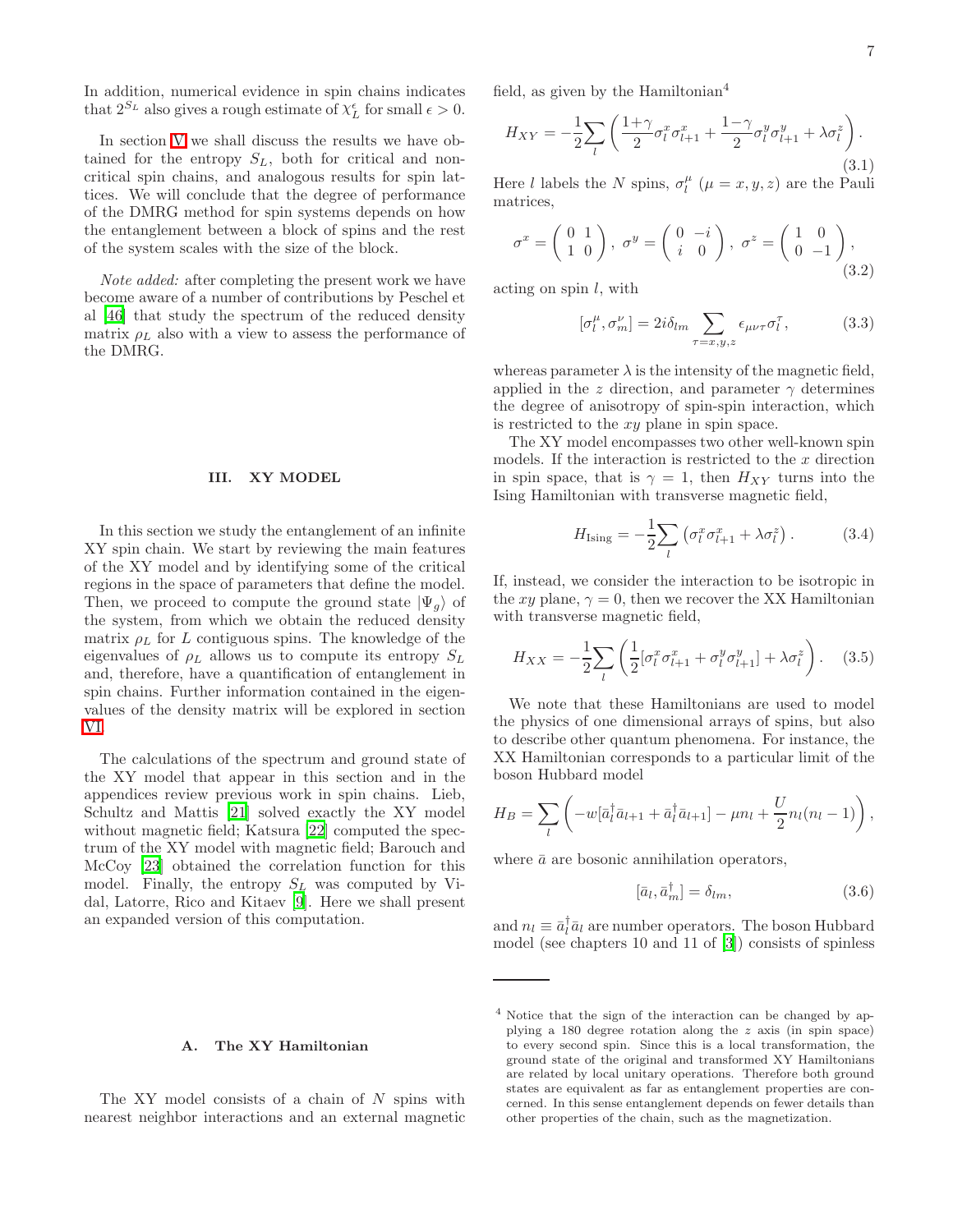In addition, numerical evidence in spin chains indicates that $2^{S_L}$ also gives a rough estimate of $\chi_L^\epsilon$ for small $\epsilon > 0$.

In section V we shall discuss the results we have obtained for the entropy $S_L$, both for critical and non-critical spin chains, and analogous results for spin lattices. We will conclude that the degree of performance of the DMRG method for spin systems depends on how the entanglement between a block of spins and the rest of the system scales with the size of the block.

*Note added:* after completing the present work we have become aware of a number of contributions by Peschel et al [46] that study the spectrum of the reduced density matrix $\rho_L$ also with a view to assess the performance of the DMRG.

## III. XY MODEL

In this section we study the entanglement of an infinite XY spin chain. We start by reviewing the main features of the XY model and by identifying some of the critical regions in the space of parameters that define the model. Then, we proceed to compute the ground state $|\Psi_g\rangle$ of the system, from which we obtain the reduced density matrix $\rho_L$ for $L$ contiguous spins. The knowledge of the eigenvalues of $\rho_L$ allows us to compute its entropy $S_L$ and, therefore, have a quantification of entanglement in spin chains. Further information contained in the eigenvalues of the density matrix will be explored in section VI.

The calculations of the spectrum and ground state of the XY model that appear in this section and in the appendices review previous work in spin chains. Lieb, Schultz and Mattis [21] solved exactly the XY model without magnetic field; Katsura [22] computed the spectrum of the XY model with magnetic field; Barouch and McCoy [23] obtained the correlation function for this model. Finally, the entropy $S_L$ was computed by Vidal, Latorre, Rico and Kitaev [9]. Here we shall present an expanded version of this computation.

### A. The XY Hamiltonian

The XY model consists of a chain of $N$ spins with nearest neighbor interactions and an external magnetic field, as given by the Hamiltonian[4]

$$H_{XY} = -\frac{1}{2}\sum_l \left( \frac{1+\gamma}{2}\sigma_l^x\sigma_{l+1}^x + \frac{1-\gamma}{2}\sigma_l^y\sigma_{l+1}^y + \lambda\sigma_l^z \right). \tag{3.1}$$

Here $l$ labels the $N$ spins, $\sigma_l^\mu$ ($\mu = x, y, z$) are the Pauli matrices,

$$\sigma^x = \begin{pmatrix} 0 & 1 \\ 1 & 0 \end{pmatrix},\ \sigma^y = \begin{pmatrix} 0 & -i \\ i & 0 \end{pmatrix},\ \sigma^z = \begin{pmatrix} 1 & 0 \\ 0 & -1 \end{pmatrix}, \tag{3.2}$$

acting on spin $l$, with

$$[\sigma_l^\mu, \sigma_m^\nu] = 2i\delta_{lm} \sum_{\tau=x,y,z} \epsilon_{\mu\nu\tau}\sigma_l^\tau, \tag{3.3}$$

whereas parameter $\lambda$ is the intensity of the magnetic field, applied in the $z$ direction, and parameter $\gamma$ determines the degree of anisotropy of spin-spin interaction, which is restricted to the $xy$ plane in spin space.

The XY model encompasses two other well-known spin models. If the interaction is restricted to the $x$ direction in spin space, that is $\gamma = 1$, then $H_{XY}$ turns into the Ising Hamiltonian with transverse magnetic field,

$$H_{\text{Ising}} = -\frac{1}{2}\sum_l \left( \sigma_l^x\sigma_{l+1}^x + \lambda\sigma_l^z \right). \tag{3.4}$$

If, instead, we consider the interaction to be isotropic in the $xy$ plane, $\gamma = 0$, then we recover the XX Hamiltonian with transverse magnetic field,

$$H_{XX} = -\frac{1}{2}\sum_l \left( \frac{1}{2}[\sigma_l^x\sigma_{l+1}^x + \sigma_l^y\sigma_{l+1}^y] + \lambda\sigma_l^z \right). \tag{3.5}$$

We note that these Hamiltonians are used to model the physics of one dimensional arrays of spins, but also to describe other quantum phenomena. For instance, the XX Hamiltonian corresponds to a particular limit of the boson Hubbard model

$$H_B = \sum_l \left( -w[\bar{a}_l^\dagger\bar{a}_{l+1} + \bar{a}_l^\dagger\bar{a}_{l+1}] - \mu n_l + \frac{U}{2}n_l(n_l-1) \right),$$

where $\bar{a}$ are bosonic annihilation operators,

$$[\bar{a}_l, \bar{a}_m^\dagger] = \delta_{lm}, \tag{3.6}$$

and $n_l \equiv \bar{a}_l^\dagger\bar{a}_l$ are number operators. The boson Hubbard model (see chapters 10 and 11 of [3]) consists of spinless

---

[4] Notice that the sign of the interaction can be changed by applying a 180 degree rotation along the $z$ axis (in spin space) to every second spin. Since this is a local transformation, the ground state of the original and transformed XY Hamiltonians are related by local unitary operations. Therefore both ground states are equivalent as far as entanglement properties are concerned. In this sense entanglement depends on fewer details than other properties of the chain, such as the magnetization.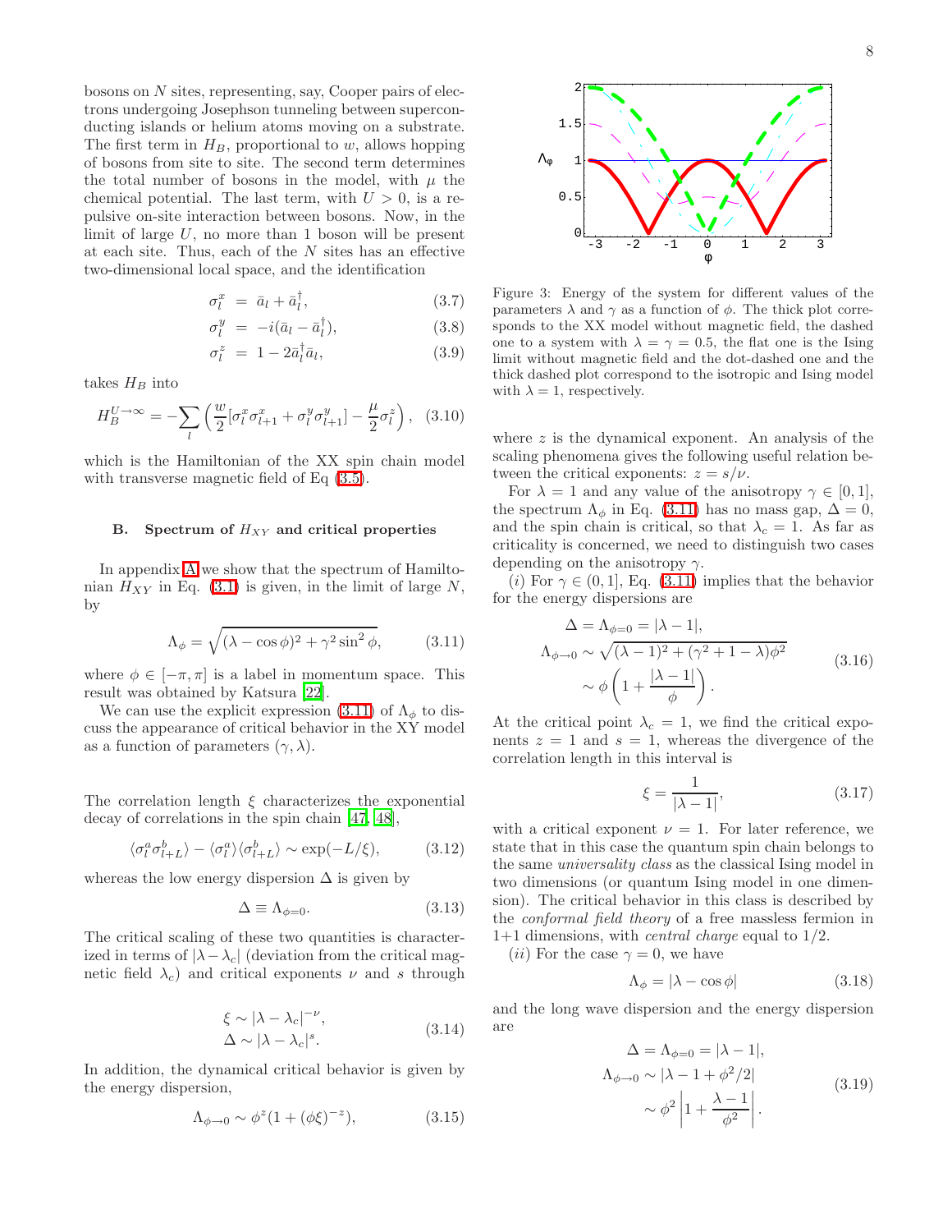bosons on $N$ sites, representing, say, Cooper pairs of electrons undergoing Josephson tunneling between superconducting islands or helium atoms moving on a substrate. The first term in $H_B$, proportional to $w$, allows hopping of bosons from site to site. The second term determines the total number of bosons in the model, with $\mu$ the chemical potential. The last term, with $U > 0$, is a repulsive on-site interaction between bosons. Now, in the limit of large $U$, no more than 1 boson will be present at each site. Thus, each of the $N$ sites has an effective two-dimensional local space, and the identification

$$\sigma_l^x = \bar{a}_l + \bar{a}_l^\dagger, \tag{3.7}$$

$$\sigma_l^y = -i(\bar{a}_l - \bar{a}_l^\dagger), \tag{3.8}$$

$$\sigma_l^z = 1 - 2\bar{a}_l^\dagger \bar{a}_l, \tag{3.9}$$

takes $H_B$ into

$$H_B^{U\to\infty} = -\sum_l \left( \frac{w}{2}[\sigma_l^x\sigma_{l+1}^x + \sigma_l^y\sigma_{l+1}^y] - \frac{\mu}{2}\sigma_l^z \right), \tag{3.10}$$

which is the Hamiltonian of the XX spin chain model with transverse magnetic field of Eq (3.5).

### B. Spectrum of $H_{XY}$ and critical properties

In appendix A we show that the spectrum of Hamiltonian $H_{XY}$ in Eq. (3.1) is given, in the limit of large $N$, by

$$\Lambda_\phi = \sqrt{(\lambda - \cos\phi)^2 + \gamma^2 \sin^2\phi}, \tag{3.11}$$

where $\phi \in [-\pi, \pi]$ is a label in momentum space. This result was obtained by Katsura [22].

We can use the explicit expression (3.11) of $\Lambda_\phi$ to discuss the appearance of critical behavior in the XY model as a function of parameters $(\gamma, \lambda)$.

The correlation length $\xi$ characterizes the exponential decay of correlations in the spin chain [47, 48],

$$\langle \sigma_l^a \sigma_{l+L}^b \rangle - \langle \sigma_l^a \rangle \langle \sigma_{l+L}^b \rangle \sim \exp(-L/\xi), \tag{3.12}$$

whereas the low energy dispersion $\Delta$ is given by

$$\Delta \equiv \Lambda_{\phi=0}. \tag{3.13}$$

The critical scaling of these two quantities is characterized in terms of $|\lambda - \lambda_c|$ (deviation from the critical magnetic field $\lambda_c$) and critical exponents $\nu$ and $s$ through

$$\begin{aligned} \xi &\sim |\lambda - \lambda_c|^{-\nu}, \\ \Delta &\sim |\lambda - \lambda_c|^s. \end{aligned} \tag{3.14}$$

In addition, the dynamical critical behavior is given by the energy dispersion,

$$\Lambda_{\phi\to 0} \sim \phi^z (1 + (\phi\xi)^{-z}), \tag{3.15}$$

Figure 3: Energy of the system for different values of the parameters $\lambda$ and $\gamma$ as a function of $\phi$. The thick plot corresponds to the XX model without magnetic field, the dashed one to a system with $\lambda = \gamma = 0.5$, the flat one is the Ising limit without magnetic field and the dot-dashed one and the thick dashed plot correspond to the isotropic and Ising model with $\lambda = 1$, respectively.

where $z$ is the dynamical exponent. An analysis of the scaling phenomena gives the following useful relation between the critical exponents: $z = s/\nu$.

For $\lambda = 1$ and any value of the anisotropy $\gamma \in [0, 1]$, the spectrum $\Lambda_\phi$ in Eq. (3.11) has no mass gap, $\Delta = 0$, and the spin chain is critical, so that $\lambda_c = 1$. As far as criticality is concerned, we need to distinguish two cases depending on the anisotropy $\gamma$.

$(i)$ For $\gamma \in (0, 1]$, Eq. (3.11) implies that the behavior for the energy dispersions are

$$\begin{aligned} \Delta = \Lambda_{\phi=0} &= |\lambda - 1|, \\ \Lambda_{\phi\to 0} &\sim \sqrt{(\lambda-1)^2 + (\gamma^2 + 1 - \lambda)\phi^2} \\ &\sim \phi \left( 1 + \frac{|\lambda - 1|}{\phi} \right). \end{aligned} \tag{3.16}$$

At the critical point $\lambda_c = 1$, we find the critical exponents $z = 1$ and $s = 1$, whereas the divergence of the correlation length in this interval is

$$\xi = \frac{1}{|\lambda - 1|}, \tag{3.17}$$

with a critical exponent $\nu = 1$. For later reference, we state that in this case the quantum spin chain belongs to the same *universality class* as the classical Ising model in two dimensions (or quantum Ising model in one dimension). The critical behavior in this class is described by the *conformal field theory* of a free massless fermion in 1+1 dimensions, with *central charge* equal to 1/2.

$(ii)$ For the case $\gamma = 0$, we have

$$\Lambda_\phi = |\lambda - \cos\phi| \tag{3.18}$$

and the long wave dispersion and the energy dispersion are

$$\begin{aligned} \Delta = \Lambda_{\phi=0} &= |\lambda - 1|, \\ \Lambda_{\phi\to 0} &\sim |\lambda - 1 + \phi^2/2| \\ &\sim \phi^2 \left| 1 + \frac{\lambda - 1}{\phi^2} \right|. \end{aligned} \tag{3.19}$$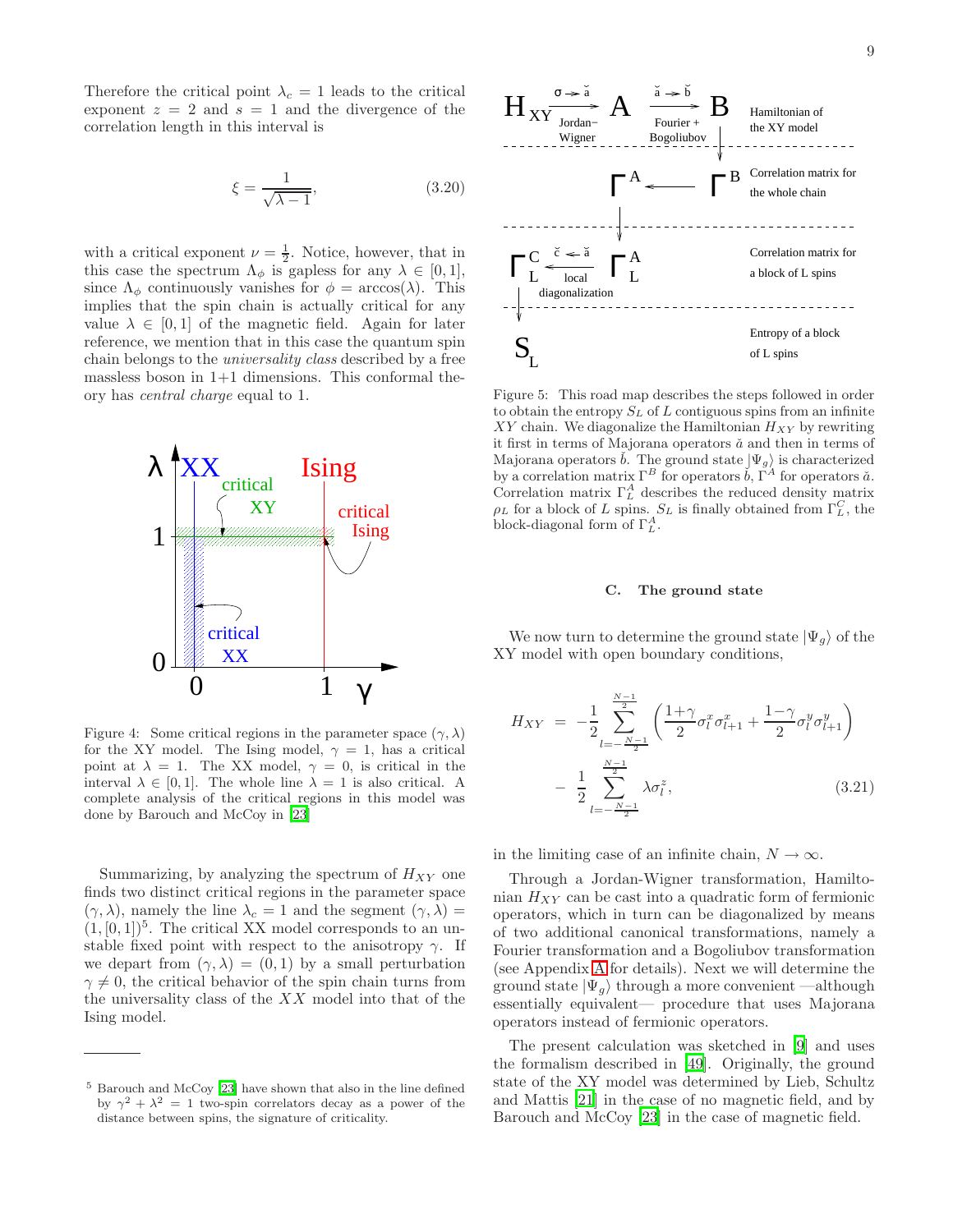Therefore the critical point $\lambda_c = 1$ leads to the critical exponent $z = 2$ and $s = 1$ and the divergence of the correlation length in this interval is

$$\xi = \frac{1}{\sqrt{\lambda - 1}}, \tag{3.20}$$

with a critical exponent $\nu = \frac{1}{2}$. Notice, however, that in this case the spectrum $\Lambda_\phi$ is gapless for any $\lambda \in [0, 1]$, since $\Lambda_\phi$ continuously vanishes for $\phi = \arccos(\lambda)$. This implies that the spin chain is actually critical for any value $\lambda \in [0, 1]$ of the magnetic field. Again for later reference, we mention that in this case the quantum spin chain belongs to the *universality class* described by a free massless boson in 1+1 dimensions. This conformal theory has *central charge* equal to 1.

Figure 4: Some critical regions in the parameter space $(\gamma, \lambda)$ for the XY model. The Ising model, $\gamma = 1$, has a critical point at $\lambda = 1$. The XX model, $\gamma = 0$, is critical in the interval $\lambda \in [0, 1]$. The whole line $\lambda = 1$ is also critical. A complete analysis of the critical regions in this model was done by Barouch and McCoy in [23]

Summarizing, by analyzing the spectrum of $H_{XY}$ one finds two distinct critical regions in the parameter space $(\gamma, \lambda)$, namely the line $\lambda_c = 1$ and the segment $(\gamma, \lambda) = (1, [0, 1])$[5]. The critical XX model corresponds to an unstable fixed point with respect to the anisotropy $\gamma$. If we depart from $(\gamma, \lambda) = (0, 1)$ by a small perturbation $\gamma \neq 0$, the critical behavior of the spin chain turns from the universality class of the $XX$ model into that of the Ising model.

[5] Barouch and McCoy [23] have shown that also in the line defined by $\gamma^2 + \lambda^2 = 1$ two-spin correlators decay as a power of the distance between spins, the signature of criticality.

Figure 5: This road map describes the steps followed in order to obtain the entropy $S_L$ of $L$ contiguous spins from an infinite $XY$ chain. We diagonalize the Hamiltonian $H_{XY}$ by rewriting it first in terms of Majorana operators $\check{a}$ and then in terms of Majorana operators $\check{b}$. The ground state $|\Psi_g\rangle$ is characterized by a correlation matrix $\Gamma^B$ for operators $\check{b}$, $\Gamma^A$ for operators $\check{a}$. Correlation matrix $\Gamma^A_L$ describes the reduced density matrix $\rho_L$ for a block of $L$ spins. $S_L$ is finally obtained from $\Gamma^C_L$, the block-diagonal form of $\Gamma^A_L$.

### C. The ground state

We now turn to determine the ground state $|\Psi_g\rangle$ of the XY model with open boundary conditions,

$$\begin{aligned} H_{XY} &= -\frac{1}{2}\sum_{l=-\frac{N-1}{2}}^{\frac{N-1}{2}} \left( \frac{1+\gamma}{2}\sigma^x_l \sigma^x_{l+1} + \frac{1-\gamma}{2}\sigma^y_l \sigma^y_{l+1} \right) \\ &\quad - \frac{1}{2}\sum_{l=-\frac{N-1}{2}}^{\frac{N-1}{2}} \lambda \sigma^z_l, \end{aligned} \tag{3.21}$$

in the limiting case of an infinite chain, $N \to \infty$.

Through a Jordan-Wigner transformation, Hamiltonian $H_{XY}$ can be cast into a quadratic form of fermionic operators, which in turn can be diagonalized by means of two additional canonical transformations, namely a Fourier transformation and a Bogoliubov transformation (see Appendix A for details). Next we will determine the ground state $|\Psi_g\rangle$ through a more convenient —although essentially equivalent— procedure that uses Majorana operators instead of fermionic operators.

The present calculation was sketched in [9] and uses the formalism described in [49]. Originally, the ground state of the XY model was determined by Lieb, Schultz and Mattis [21] in the case of no magnetic field, and by Barouch and McCoy [23] in the case of magnetic field.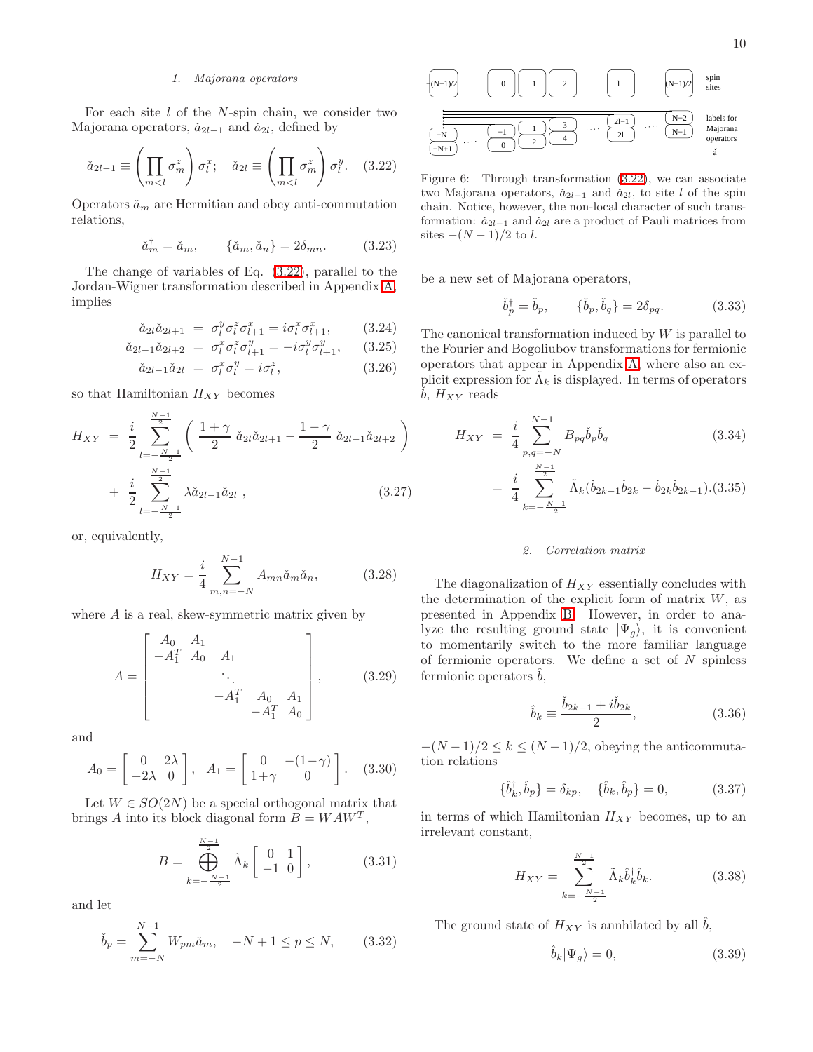#### 1. Majorana operators

For each site $l$ of the $N$-spin chain, we consider two Majorana operators, $\check{a}_{2l-1}$ and $\check{a}_{2l}$, defined by

$$\check{a}_{2l-1} \equiv \left(\prod_{m<l} \sigma^z_m\right) \sigma^x_l; \quad \check{a}_{2l} \equiv \left(\prod_{m<l} \sigma^z_m\right) \sigma^y_l. \quad (3.22)$$

Operators $\check{a}_m$ are Hermitian and obey anti-commutation relations,

$$\check{a}^\dagger_m = \check{a}_m, \qquad \{\check{a}_m, \check{a}_n\} = 2\delta_{mn}. \quad (3.23)$$

The change of variables of Eq. (3.22), parallel to the Jordan-Wigner transformation described in Appendix A, implies

$$\check{a}_{2l}\check{a}_{2l+1} = \sigma^y_l \sigma^z_l \sigma^x_{l+1} = i\sigma^x_l \sigma^x_{l+1}, \quad (3.24)$$

$$\check{a}_{2l-1}\check{a}_{2l+2} = \sigma^x_l \sigma^z_l \sigma^y_{l+1} = -i\sigma^y_l \sigma^y_{l+1}, \quad (3.25)$$

$$\check{a}_{2l-1}\check{a}_{2l} = \sigma^x_l \sigma^y_l = i\sigma^z_l, \quad (3.26)$$

so that Hamiltonian $H_{XY}$ becomes

$$H_{XY} = \frac{i}{2} \sum_{l=-\frac{N-1}{2}}^{\frac{N-1}{2}} \left( \frac{1+\gamma}{2}\, \check{a}_{2l}\check{a}_{2l+1} - \frac{1-\gamma}{2}\, \check{a}_{2l-1}\check{a}_{2l+2} \right) + \frac{i}{2} \sum_{l=-\frac{N-1}{2}}^{\frac{N-1}{2}} \lambda \check{a}_{2l-1}\check{a}_{2l}\ , \quad (3.27)$$

or, equivalently,

$$H_{XY} = \frac{i}{4} \sum_{m,n=-N}^{N-1} A_{mn} \check{a}_m \check{a}_n, \quad (3.28)$$

where $A$ is a real, skew-symmetric matrix given by

$$A = \begin{bmatrix} A_0 & A_1 & & & \\ -A_1^T & A_0 & A_1 & & \\ & & \ddots & & \\ & & -A_1^T & A_0 & A_1 \\ & & & -A_1^T & A_0 \end{bmatrix}, \quad (3.29)$$

and

$$A_0 = \begin{bmatrix} 0 & 2\lambda \\ -2\lambda & 0 \end{bmatrix}, \quad A_1 = \begin{bmatrix} 0 & -(1-\gamma) \\ 1+\gamma & 0 \end{bmatrix}. \quad (3.30)$$

Let $W \in SO(2N)$ be a special orthogonal matrix that brings $A$ into its block diagonal form $B = WAW^T$,

$$B = \bigoplus_{k=-\frac{N-1}{2}}^{\frac{N-1}{2}} \tilde{\Lambda}_k \begin{bmatrix} 0 & 1 \\ -1 & 0 \end{bmatrix}, \quad (3.31)$$

and let

$$\check{b}_p = \sum_{m=-N}^{N-1} W_{pm} \check{a}_m, \quad -N+1 \le p \le N, \quad (3.32)$$

be a new set of Majorana operators,

$$\check{b}^\dagger_p = \check{b}_p, \qquad \{\check{b}_p, \check{b}_q\} = 2\delta_{pq}. \quad (3.33)$$

The canonical transformation induced by $W$ is parallel to the Fourier and Bogoliubov transformations for fermionic operators that appear in Appendix A, where also an explicit expression for $\tilde{\Lambda}_k$ is displayed. In terms of operators $\check{b}$, $H_{XY}$ reads

$$H_{XY} = \frac{i}{4} \sum_{p,q=-N}^{N-1} B_{pq} \check{b}_p \check{b}_q \quad (3.34)$$

$$= \frac{i}{4} \sum_{k=-\frac{N-1}{2}}^{\frac{N-1}{2}} \tilde{\Lambda}_k (\check{b}_{2k-1}\check{b}_{2k} - \check{b}_{2k}\check{b}_{2k-1}). \quad (3.35)$$

Figure 6: Through transformation (3.22), we can associate two Majorana operators, $\check{a}_{2l-1}$ and $\check{a}_{2l}$, to site $l$ of the spin chain. Notice, however, the non-local character of such transformation: $\check{a}_{2l-1}$ and $\check{a}_{2l}$ are a product of Pauli matrices from sites $-(N-1)/2$ to $l$.

#### 2. Correlation matrix

The diagonalization of $H_{XY}$ essentially concludes with the determination of the explicit form of matrix $W$, as presented in Appendix B. However, in order to analyze the resulting ground state $|\Psi_g\rangle$, it is convenient to momentarily switch to the more familiar language of fermionic operators. We define a set of $N$ spinless fermionic operators $\hat{b}$,

$$\hat{b}_k \equiv \frac{\check{b}_{2k-1} + i\check{b}_{2k}}{2}, \quad (3.36)$$

$-(N-1)/2 \le k \le (N-1)/2$, obeying the anticommutation relations

$$\{\hat{b}^\dagger_k, \hat{b}_p\} = \delta_{kp}, \quad \{\hat{b}_k, \hat{b}_p\} = 0, \quad (3.37)$$

in terms of which Hamiltonian $H_{XY}$ becomes, up to an irrelevant constant,

$$H_{XY} = \sum_{k=-\frac{N-1}{2}}^{\frac{N-1}{2}} \tilde{\Lambda}_k \hat{b}^\dagger_k \hat{b}_k. \quad (3.38)$$

The ground state of $H_{XY}$ is annhilated by all $\hat{b}$,

$$\hat{b}_k |\Psi_g\rangle = 0, \quad (3.39)$$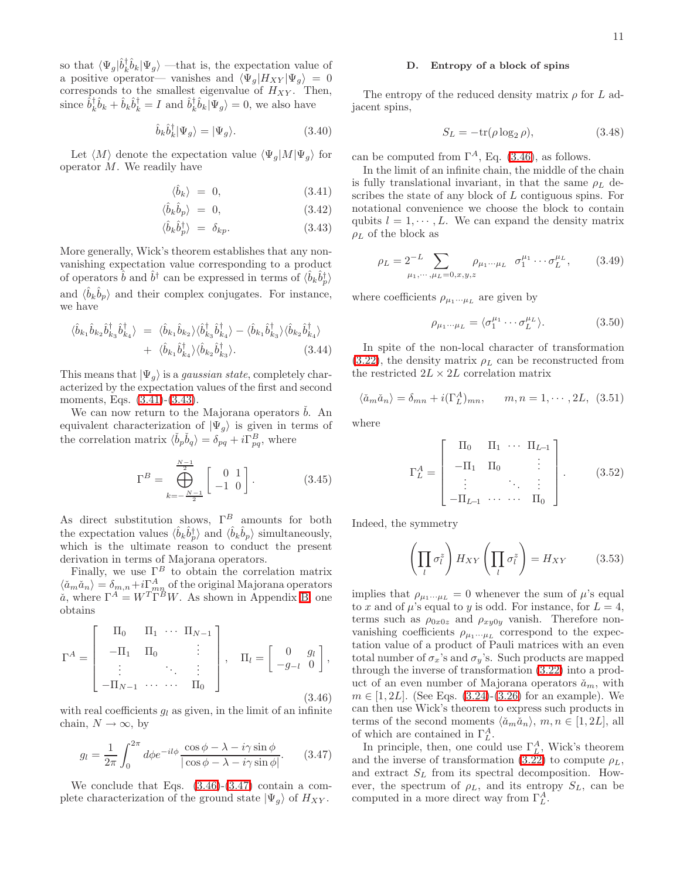so that $\langle\Psi_g|\hat{b}_k^\dagger \hat{b}_k|\Psi_g\rangle$ —that is, the expectation value of a positive operator— vanishes and $\langle\Psi_g|H_{XY}|\Psi_g\rangle = 0$ corresponds to the smallest eigenvalue of $H_{XY}$. Then, since $\hat{b}_k^\dagger\hat{b}_k + \hat{b}_k\hat{b}_k^\dagger = I$ and $\hat{b}_k^\dagger\hat{b}_k|\Psi_g\rangle = 0$, we also have

$$\hat{b}_k\hat{b}_k^\dagger|\Psi_g\rangle = |\Psi_g\rangle. \tag{3.40}$$

Let $\langle M\rangle$ denote the expectation value $\langle\Psi_g|M|\Psi_g\rangle$ for operator $M$. We readily have

$$\langle\hat{b}_k\rangle = 0, \tag{3.41}$$

$$\langle\hat{b}_k\hat{b}_p\rangle = 0, \tag{3.42}$$

$$\langle\hat{b}_k\hat{b}_p^\dagger\rangle = \delta_{kp}. \tag{3.43}$$

More generally, Wick's theorem establishes that any non-vanishing expectation value corresponding to a product of operators $\hat{b}$ and $\hat{b}^\dagger$ can be expressed in terms of $\langle\hat{b}_k\hat{b}_p^\dagger\rangle$ and $\langle\hat{b}_k\hat{b}_p\rangle$ and their complex conjugates. For instance, we have

$$\begin{aligned}\langle\hat{b}_{k_1}\hat{b}_{k_2}\hat{b}_{k_3}^\dagger\hat{b}_{k_4}^\dagger\rangle &= \langle\hat{b}_{k_1}\hat{b}_{k_2}\rangle\langle\hat{b}_{k_3}^\dagger\hat{b}_{k_4}^\dagger\rangle - \langle\hat{b}_{k_1}\hat{b}_{k_3}^\dagger\rangle\langle\hat{b}_{k_2}\hat{b}_{k_4}^\dagger\rangle \\ &+ \langle\hat{b}_{k_1}\hat{b}_{k_4}^\dagger\rangle\langle\hat{b}_{k_2}\hat{b}_{k_3}^\dagger\rangle. \end{aligned}\tag{3.44}$$

This means that $|\Psi_g\rangle$ is a *gaussian state*, completely characterized by the expectation values of the first and second moments, Eqs. (3.41)-(3.43).

We can now return to the Majorana operators $\check{b}$. An equivalent characterization of $|\Psi_g\rangle$ is given in terms of the correlation matrix $\langle\check{b}_p\check{b}_q\rangle = \delta_{pq} + i\Gamma^B_{pq}$, where

$$\Gamma^B = \bigoplus_{k=-\frac{N-1}{2}}^{\frac{N-1}{2}} \begin{bmatrix} 0 & 1 \\ -1 & 0 \end{bmatrix}. \tag{3.45}$$

As direct substitution shows, $\Gamma^B$ amounts for both the expectation values $\langle\hat{b}_k\hat{b}_p^\dagger\rangle$ and $\langle\hat{b}_k\hat{b}_p\rangle$ simultaneously, which is the ultimate reason to conduct the present derivation in terms of Majorana operators.

Finally, we use $\Gamma^B$ to obtain the correlation matrix $\langle\check{a}_m\check{a}_n\rangle = \delta_{m,n} + i\Gamma^A_{mn}$ of the original Majorana operators $\check{a}$, where $\Gamma^A = W^T\Gamma^B W$. As shown in Appendix B, one obtains

$$\Gamma^A = \begin{bmatrix} \Pi_0 & \Pi_1 & \cdots & \Pi_{N-1} \\ -\Pi_1 & \Pi_0 & & \vdots \\ \vdots & & \ddots & \vdots \\ -\Pi_{N-1} & \cdots & \cdots & \Pi_0 \end{bmatrix}, \quad \Pi_l = \begin{bmatrix} 0 & g_l \\ -g_{-l} & 0 \end{bmatrix}, \tag{3.46}$$

with real coefficients $g_l$ as given, in the limit of an infinite chain, $N\to\infty$, by

$$g_l = \frac{1}{2\pi}\int_0^{2\pi} d\phi\, e^{-il\phi}\frac{\cos\phi - \lambda - i\gamma\sin\phi}{|\cos\phi - \lambda - i\gamma\sin\phi|}. \tag{3.47}$$

We conclude that Eqs. (3.46)-(3.47) contain a complete characterization of the ground state $|\Psi_g\rangle$ of $H_{XY}$.

### D. Entropy of a block of spins

The entropy of the reduced density matrix $\rho$ for $L$ adjacent spins,

$$S_L = -\mathrm{tr}(\rho\log_2\rho), \tag{3.48}$$

can be computed from $\Gamma^A$, Eq. (3.46), as follows.

In the limit of an infinite chain, the middle of the chain is fully translational invariant, in that the same $\rho_L$ describes the state of any block of $L$ contiguous spins. For notational convenience we choose the block to contain qubits $l = 1,\cdots,L$. We can expand the density matrix $\rho_L$ of the block as

$$\rho_L = 2^{-L}\sum_{\mu_1,\cdots,\mu_L=0,x,y,z}\rho_{\mu_1\cdots\mu_L}\ \ \sigma_1^{\mu_1}\cdots\sigma_L^{\mu_L}, \tag{3.49}$$

where coefficients $\rho_{\mu_1\cdots\mu_L}$ are given by

$$\rho_{\mu_1\cdots\mu_L} = \langle\sigma_1^{\mu_1}\cdots\sigma_L^{\mu_L}\rangle. \tag{3.50}$$

In spite of the non-local character of transformation (3.22), the density matrix $\rho_L$ can be reconstructed from the restricted $2L\times 2L$ correlation matrix

$$\langle\check{a}_m\check{a}_n\rangle = \delta_{mn} + i(\Gamma_L^A)_{mn}, \qquad m,n = 1,\cdots,2L, \tag{3.51}$$

where

$$\Gamma_L^A = \begin{bmatrix} \Pi_0 & \Pi_1 & \cdots & \Pi_{L-1} \\ -\Pi_1 & \Pi_0 & & \vdots \\ \vdots & & \ddots & \vdots \\ -\Pi_{L-1} & \cdots & \cdots & \Pi_0 \end{bmatrix}. \tag{3.52}$$

Indeed, the symmetry

$$\left(\prod_l \sigma_l^z\right) H_{XY} \left(\prod_l \sigma_l^z\right) = H_{XY} \tag{3.53}$$

implies that $\rho_{\mu_1\cdots\mu_L} = 0$ whenever the sum of $\mu$'s equal to $x$ and of $\mu$'s equal to $y$ is odd. For instance, for $L = 4$, terms such as $\rho_{0x0z}$ and $\rho_{xy0y}$ vanish. Therefore non-vanishing coefficients $\rho_{\mu_1\cdots\mu_L}$ correspond to the expectation value of a product of Pauli matrices with an even total number of $\sigma_x$'s and $\sigma_y$'s. Such products are mapped through the inverse of transformation (3.22) into a product of an even number of Majorana operators $\check{a}_m$, with $m\in[1,2L]$. (See Eqs. (3.24)-(3.26) for an example). We can then use Wick's theorem to express such products in terms of the second moments $\langle\check{a}_m\check{a}_n\rangle$, $m,n\in[1,2L]$, all of which are contained in $\Gamma_L^A$.

In principle, then, one could use $\Gamma_L^A$, Wick's theorem and the inverse of transformation (3.22) to compute $\rho_L$, and extract $S_L$ from its spectral decomposition. However, the spectrum of $\rho_L$, and its entropy $S_L$, can be computed in a more direct way from $\Gamma_L^A$.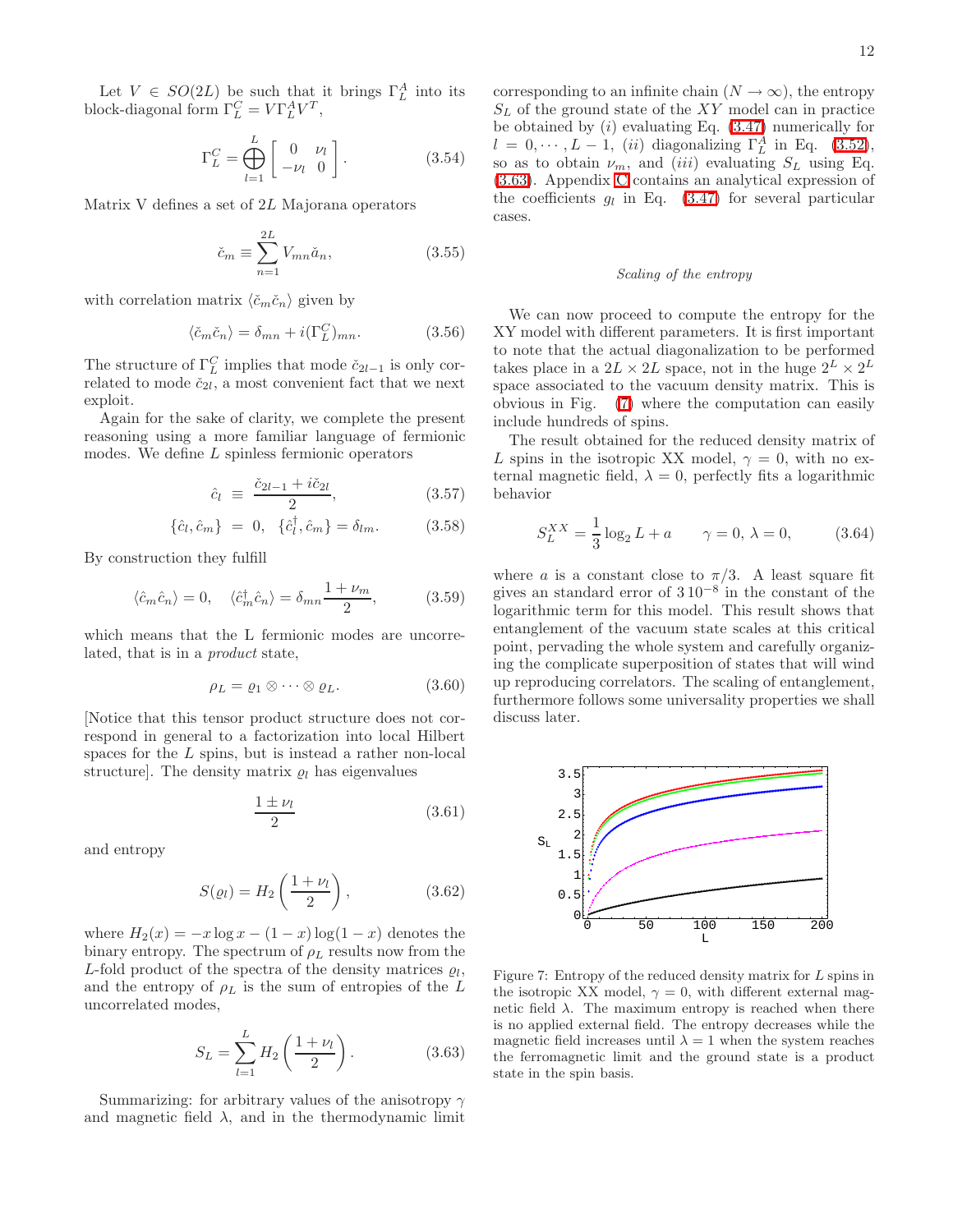Let $V \in SO(2L)$ be such that it brings $\Gamma_L^A$ into its block-diagonal form $\Gamma_L^C = V\Gamma_L^A V^T$,

$$\Gamma_L^C = \bigoplus_{l=1}^{L} \begin{bmatrix} 0 & \nu_l \\ -\nu_l & 0 \end{bmatrix}. \tag{3.54}$$

Matrix V defines a set of $2L$ Majorana operators

$$\check{c}_m \equiv \sum_{n=1}^{2L} V_{mn}\check{a}_n, \tag{3.55}$$

with correlation matrix $\langle \check{c}_m \check{c}_n \rangle$ given by

$$\langle \check{c}_m \check{c}_n \rangle = \delta_{mn} + i(\Gamma_L^C)_{mn}. \tag{3.56}$$

The structure of $\Gamma_L^C$ implies that mode $\check{c}_{2l-1}$ is only correlated to mode $\check{c}_{2l}$, a most convenient fact that we next exploit.

Again for the sake of clarity, we complete the present reasoning using a more familiar language of fermionic modes. We define $L$ spinless fermionic operators

$$\hat{c}_l \equiv \frac{\check{c}_{2l-1} + i\check{c}_{2l}}{2}, \tag{3.57}$$

$$\{\hat{c}_l, \hat{c}_m\} = 0, \quad \{\hat{c}_l^\dagger, \hat{c}_m\} = \delta_{lm}. \tag{3.58}$$

By construction they fulfill

$$\langle \hat{c}_m \hat{c}_n \rangle = 0, \quad \langle \hat{c}_m^\dagger \hat{c}_n \rangle = \delta_{mn}\frac{1+\nu_m}{2}, \tag{3.59}$$

which means that the L fermionic modes are uncorrelated, that is in a *product* state,

$$\rho_L = \varrho_1 \otimes \cdots \otimes \varrho_L. \tag{3.60}$$

[Notice that this tensor product structure does not correspond in general to a factorization into local Hilbert spaces for the $L$ spins, but is instead a rather non-local structure]. The density matrix $\varrho_l$ has eigenvalues

$$\frac{1 \pm \nu_l}{2} \tag{3.61}$$

and entropy

$$S(\varrho_l) = H_2\left(\frac{1+\nu_l}{2}\right), \tag{3.62}$$

where $H_2(x) = -x\log x - (1-x)\log(1-x)$ denotes the binary entropy. The spectrum of $\rho_L$ results now from the $L$-fold product of the spectra of the density matrices $\varrho_l$, and the entropy of $\rho_L$ is the sum of entropies of the $L$ uncorrelated modes,

$$S_L = \sum_{l=1}^{L} H_2\left(\frac{1+\nu_l}{2}\right). \tag{3.63}$$

Summarizing: for arbitrary values of the anisotropy $\gamma$ and magnetic field $\lambda$, and in the thermodynamic limit corresponding to an infinite chain ($N \to \infty$), the entropy $S_L$ of the ground state of the $XY$ model can in practice be obtained by ($i$) evaluating Eq. (3.47) numerically for $l = 0, \cdots, L-1$, ($ii$) diagonalizing $\Gamma_L^A$ in Eq. (3.52), so as to obtain $\nu_m$, and ($iii$) evaluating $S_L$ using Eq. (3.63). Appendix C contains an analytical expression of the coefficients $g_l$ in Eq. (3.47) for several particular cases.

*Scaling of the entropy*

We can now proceed to compute the entropy for the XY model with different parameters. It is first important to note that the actual diagonalization to be performed takes place in a $2L \times 2L$ space, not in the huge $2^L \times 2^L$ space associated to the vacuum density matrix. This is obvious in Fig. (7) where the computation can easily include hundreds of spins.

The result obtained for the reduced density matrix of $L$ spins in the isotropic XX model, $\gamma = 0$, with no external magnetic field, $\lambda = 0$, perfectly fits a logarithmic behavior

$$S_L^{XX} = \frac{1}{3}\log_2 L + a \qquad \gamma = 0,\, \lambda = 0, \tag{3.64}$$

where $a$ is a constant close to $\pi/3$. A least square fit gives an standard error of $3\,10^{-8}$ in the constant of the logarithmic term for this model. This result shows that entanglement of the vacuum state scales at this critical point, pervading the whole system and carefully organizing the complicate superposition of states that will wind up reproducing correlators. The scaling of entanglement, furthermore follows some universality properties we shall discuss later.

Figure 7: Entropy of the reduced density matrix for $L$ spins in the isotropic XX model, $\gamma = 0$, with different external magnetic field $\lambda$. The maximum entropy is reached when there is no applied external field. The entropy decreases while the magnetic field increases until $\lambda = 1$ when the system reaches the ferromagnetic limit and the ground state is a product state in the spin basis.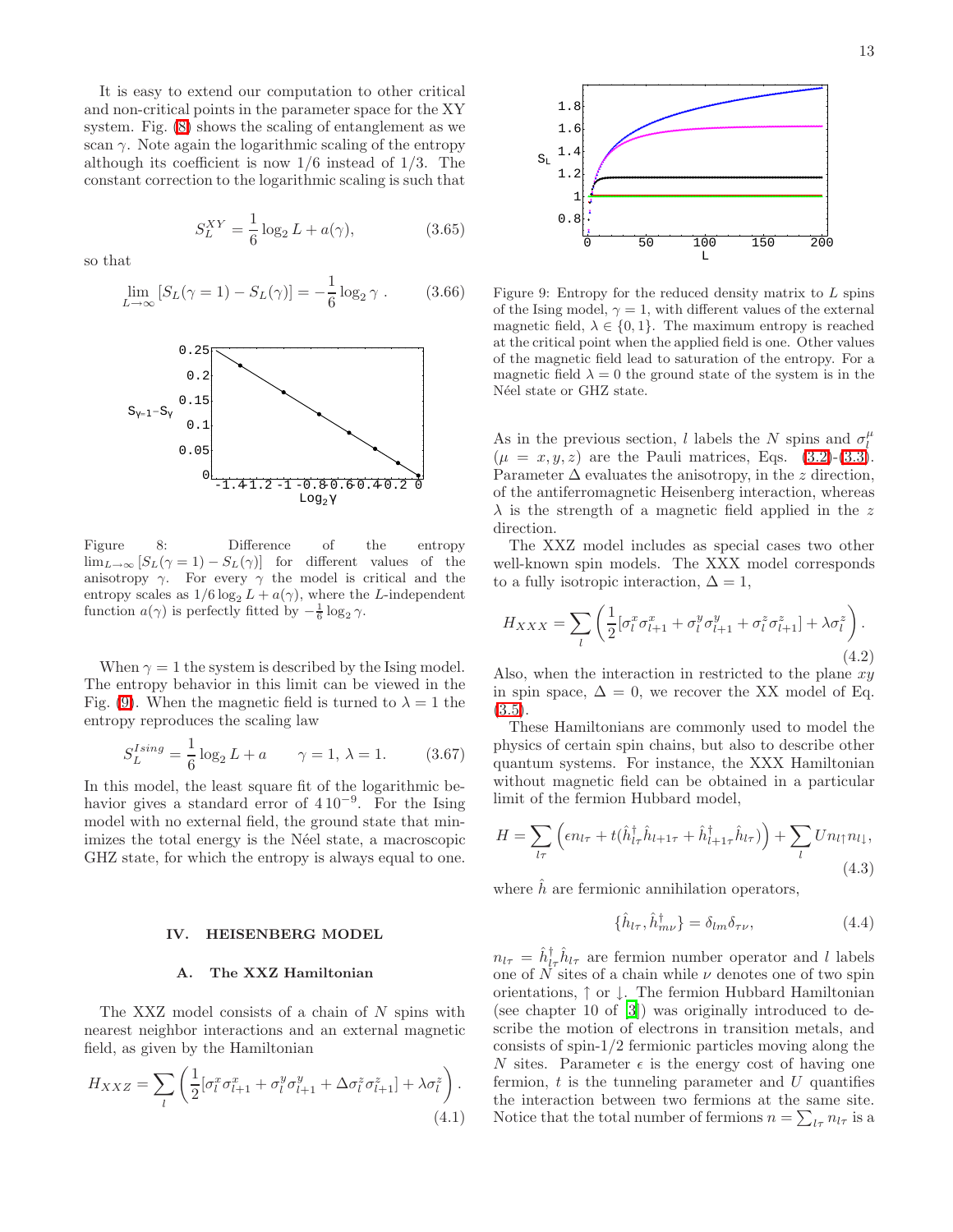It is easy to extend our computation to other critical and non-critical points in the parameter space for the XY system. Fig. (8) shows the scaling of entanglement as we scan $\gamma$. Note again the logarithmic scaling of the entropy although its coefficient is now 1/6 instead of 1/3. The constant correction to the logarithmic scaling is such that

$$S_L^{XY} = \frac{1}{6}\log_2 L + a(\gamma), \tag{3.65}$$

so that

$$\lim_{L\to\infty}\left[S_L(\gamma=1) - S_L(\gamma)\right] = -\frac{1}{6}\log_2\gamma\,. \tag{3.66}$$

Figure 8: Difference of the entropy $\lim_{L\to\infty}[S_L(\gamma=1)-S_L(\gamma)]$ for different values of the anisotropy $\gamma$. For every $\gamma$ the model is critical and the entropy scales as $1/6\log_2 L + a(\gamma)$, where the $L$-independent function $a(\gamma)$ is perfectly fitted by $-\frac{1}{6}\log_2\gamma$.

When $\gamma = 1$ the system is described by the Ising model. The entropy behavior in this limit can be viewed in the Fig. (9). When the magnetic field is turned to $\lambda = 1$ the entropy reproduces the scaling law

$$S_L^{Ising} = \frac{1}{6}\log_2 L + a \qquad \gamma=1,\ \lambda=1. \tag{3.67}$$

In this model, the least square fit of the logarithmic behavior gives a standard error of $4\,10^{-9}$. For the Ising model with no external field, the ground state that minimizes the total energy is the Néel state, a macroscopic GHZ state, for which the entropy is always equal to one.

Figure 9: Entropy for the reduced density matrix to $L$ spins of the Ising model, $\gamma = 1$, with different values of the external magnetic field, $\lambda \in \{0, 1\}$. The maximum entropy is reached at the critical point when the applied field is one. Other values of the magnetic field lead to saturation of the entropy. For a magnetic field $\lambda = 0$ the ground state of the system is in the Néel state or GHZ state.

## IV. HEISENBERG MODEL

### A. The XXZ Hamiltonian

The XXZ model consists of a chain of $N$ spins with nearest neighbor interactions and an external magnetic field, as given by the Hamiltonian

$$H_{XXZ} = \sum_l \left(\frac{1}{2}[\sigma_l^x\sigma_{l+1}^x + \sigma_l^y\sigma_{l+1}^y + \Delta\sigma_l^z\sigma_{l+1}^z] + \lambda\sigma_l^z\right). \tag{4.1}$$

As in the previous section, $l$ labels the $N$ spins and $\sigma_l^\mu$ ($\mu = x, y, z$) are the Pauli matrices, Eqs. (3.2)-(3.3). Parameter $\Delta$ evaluates the anisotropy, in the $z$ direction, of the antiferromagnetic Heisenberg interaction, whereas $\lambda$ is the strength of a magnetic field applied in the $z$ direction.

The XXZ model includes as special cases two other well-known spin models. The XXX model corresponds to a fully isotropic interaction, $\Delta = 1$,

$$H_{XXX} = \sum_l \left(\frac{1}{2}[\sigma_l^x\sigma_{l+1}^x + \sigma_l^y\sigma_{l+1}^y + \sigma_l^z\sigma_{l+1}^z] + \lambda\sigma_l^z\right). \tag{4.2}$$

Also, when the interaction in restricted to the plane $xy$ in spin space, $\Delta = 0$, we recover the XX model of Eq. (3.5).

These Hamiltonians are commonly used to model the physics of certain spin chains, but also to describe other quantum systems. For instance, the XXX Hamiltonian without magnetic field can be obtained in a particular limit of the fermion Hubbard model,

$$H = \sum_{l\tau}\left(\epsilon n_{l\tau} + t(\hat{h}_{l\tau}^\dagger\hat{h}_{l+1\tau} + \hat{h}_{l+1\tau}^\dagger\hat{h}_{l\tau})\right) + \sum_l U n_{l\uparrow}n_{l\downarrow}, \tag{4.3}$$

where $\hat{h}$ are fermionic annihilation operators,

$$\{\hat{h}_{l\tau}, \hat{h}_{m\nu}^\dagger\} = \delta_{lm}\delta_{\tau\nu}, \tag{4.4}$$

$n_{l\tau} = \hat{h}_{l\tau}^\dagger\hat{h}_{l\tau}$ are fermion number operator and $l$ labels one of $N$ sites of a chain while $\nu$ denotes one of two spin orientations, $\uparrow$ or $\downarrow$. The fermion Hubbard Hamiltonian (see chapter 10 of [3]) was originally introduced to describe the motion of electrons in transition metals, and consists of spin-1/2 fermionic particles moving along the $N$ sites. Parameter $\epsilon$ is the energy cost of having one fermion, $t$ is the tunneling parameter and $U$ quantifies the interaction between two fermions at the same site. Notice that the total number of fermions $n = \sum_{l\tau} n_{l\tau}$ is a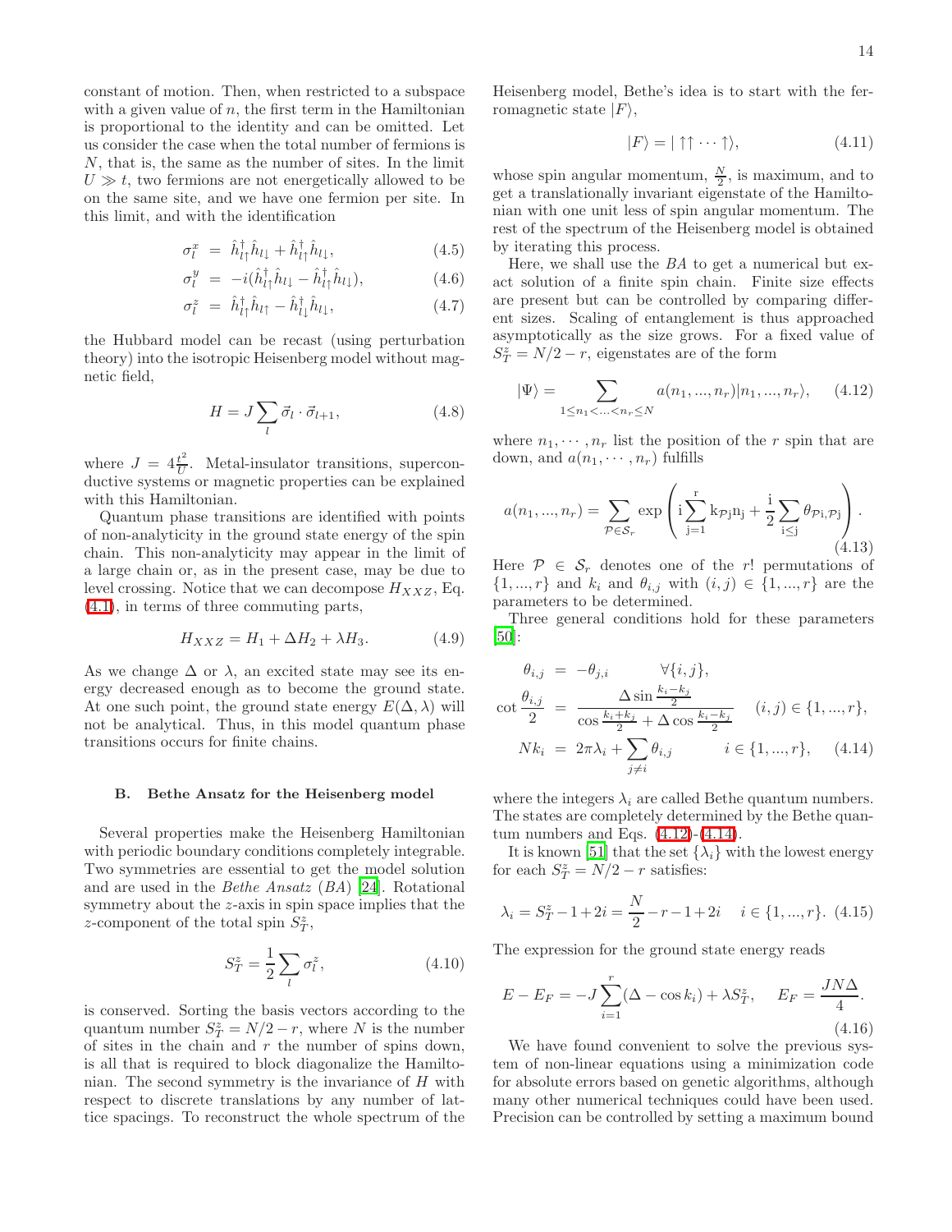constant of motion. Then, when restricted to a subspace with a given value of $n$, the first term in the Hamiltonian is proportional to the identity and can be omitted. Let us consider the case when the total number of fermions is $N$, that is, the same as the number of sites. In the limit $U \gg t$, two fermions are not energetically allowed to be on the same site, and we have one fermion per site. In this limit, and with the identification

$$
\begin{aligned}
\sigma_l^x &= \hat{h}_{l\uparrow}^\dagger \hat{h}_{l\downarrow} + \hat{h}_{l\uparrow}^\dagger \hat{h}_{l\downarrow}, &(4.5)\\
\sigma_l^y &= -i(\hat{h}_{l\uparrow}^\dagger \hat{h}_{l\downarrow} - \hat{h}_{l\uparrow}^\dagger \hat{h}_{l\downarrow}), &(4.6)\\
\sigma_l^z &= \hat{h}_{l\uparrow}^\dagger \hat{h}_{l\uparrow} - \hat{h}_{l\downarrow}^\dagger \hat{h}_{l\downarrow}, &(4.7)
\end{aligned}
$$

the Hubbard model can be recast (using perturbation theory) into the isotropic Heisenberg model without magnetic field,

$$
H = J \sum_l \vec{\sigma}_l \cdot \vec{\sigma}_{l+1}, \tag{4.8}
$$

where $J = 4\frac{t^2}{U}$. Metal-insulator transitions, superconductive systems or magnetic properties can be explained with this Hamiltonian.

Quantum phase transitions are identified with points of non-analyticity in the ground state energy of the spin chain. This non-analyticity may appear in the limit of a large chain or, as in the present case, may be due to level crossing. Notice that we can decompose $H_{XXZ}$, Eq. (4.1), in terms of three commuting parts,

$$
H_{XXZ} = H_1 + \Delta H_2 + \lambda H_3. \tag{4.9}
$$

As we change $\Delta$ or $\lambda$, an excited state may see its energy decreased enough as to become the ground state. At one such point, the ground state energy $E(\Delta, \lambda)$ will not be analytical. Thus, in this model quantum phase transitions occurs for finite chains.

### B. Bethe Ansatz for the Heisenberg model

Several properties make the Heisenberg Hamiltonian with periodic boundary conditions completely integrable. Two symmetries are essential to get the model solution and are used in the *Bethe Ansatz* (*BA*) [24]. Rotational symmetry about the $z$-axis in spin space implies that the $z$-component of the total spin $S_T^z$,

$$
S_T^z = \frac{1}{2} \sum_l \sigma_l^z, \tag{4.10}
$$

is conserved. Sorting the basis vectors according to the quantum number $S_T^z = N/2 - r$, where $N$ is the number of sites in the chain and $r$ the number of spins down, is all that is required to block diagonalize the Hamiltonian. The second symmetry is the invariance of $H$ with respect to discrete translations by any number of lattice spacings. To reconstruct the whole spectrum of the Heisenberg model, Bethe's idea is to start with the ferromagnetic state $|F\rangle$,

$$
|F\rangle = |\uparrow\uparrow \cdots \uparrow\rangle, \tag{4.11}
$$

whose spin angular momentum, $\frac{N}{2}$, is maximum, and to get a translationally invariant eigenstate of the Hamiltonian with one unit less of spin angular momentum. The rest of the spectrum of the Heisenberg model is obtained by iterating this process.

Here, we shall use the *BA* to get a numerical but exact solution of a finite spin chain. Finite size effects are present but can be controlled by comparing different sizes. Scaling of entanglement is thus approached asymptotically as the size grows. For a fixed value of $S_T^z = N/2 - r$, eigenstates are of the form

$$
|\Psi\rangle = \sum_{1 \leq n_1 < \ldots < n_r \leq N} a(n_1, ..., n_r) |n_1, ..., n_r\rangle, \tag{4.12}
$$

where $n_1, \cdots, n_r$ list the position of the $r$ spin that are down, and $a(n_1, \cdots, n_r)$ fulfills

$$
a(n_1, ..., n_r) = \sum_{\mathcal{P} \in \mathcal{S}_r} \exp\left( i \sum_{j=1}^{r} k_{\mathcal{P}j} n_j + \frac{i}{2} \sum_{i \leq j} \theta_{\mathcal{P}i, \mathcal{P}j} \right). \tag{4.13}
$$

Here $\mathcal{P} \in \mathcal{S}_r$ denotes one of the $r!$ permutations of $\{1, ..., r\}$ and $k_i$ and $\theta_{i,j}$ with $(i,j) \in \{1, ..., r\}$ are the parameters to be determined.

Three general conditions hold for these parameters [50]:

$$
\begin{aligned}
\theta_{i,j} &= -\theta_{j,i} \qquad \forall \{i,j\}, \\
\cot \frac{\theta_{i,j}}{2} &= \frac{\Delta \sin \frac{k_i - k_j}{2}}{\cos \frac{k_i + k_j}{2} + \Delta \cos \frac{k_i - k_j}{2}} \quad (i,j) \in \{1, ..., r\}, \\
N k_i &= 2\pi \lambda_i + \sum_{j \neq i} \theta_{i,j} \qquad i \in \{1, ..., r\}, \qquad (4.14)
\end{aligned}
$$

where the integers $\lambda_i$ are called Bethe quantum numbers. The states are completely determined by the Bethe quantum numbers and Eqs. (4.12)-(4.14).

It is known [51] that the set $\{\lambda_i\}$ with the lowest energy for each $S_T^z = N/2 - r$ satisfies:

$$
\lambda_i = S_T^z - 1 + 2i = \frac{N}{2} - r - 1 + 2i \quad i \in \{1, ..., r\}. \tag{4.15}
$$

The expression for the ground state energy reads

$$
E - E_F = -J \sum_{i=1}^{r} (\Delta - \cos k_i) + \lambda S_T^z, \quad E_F = \frac{JN\Delta}{4}. \tag{4.16}
$$

We have found convenient to solve the previous system of non-linear equations using a minimization code for absolute errors based on genetic algorithms, although many other numerical techniques could have been used. Precision can be controlled by setting a maximum bound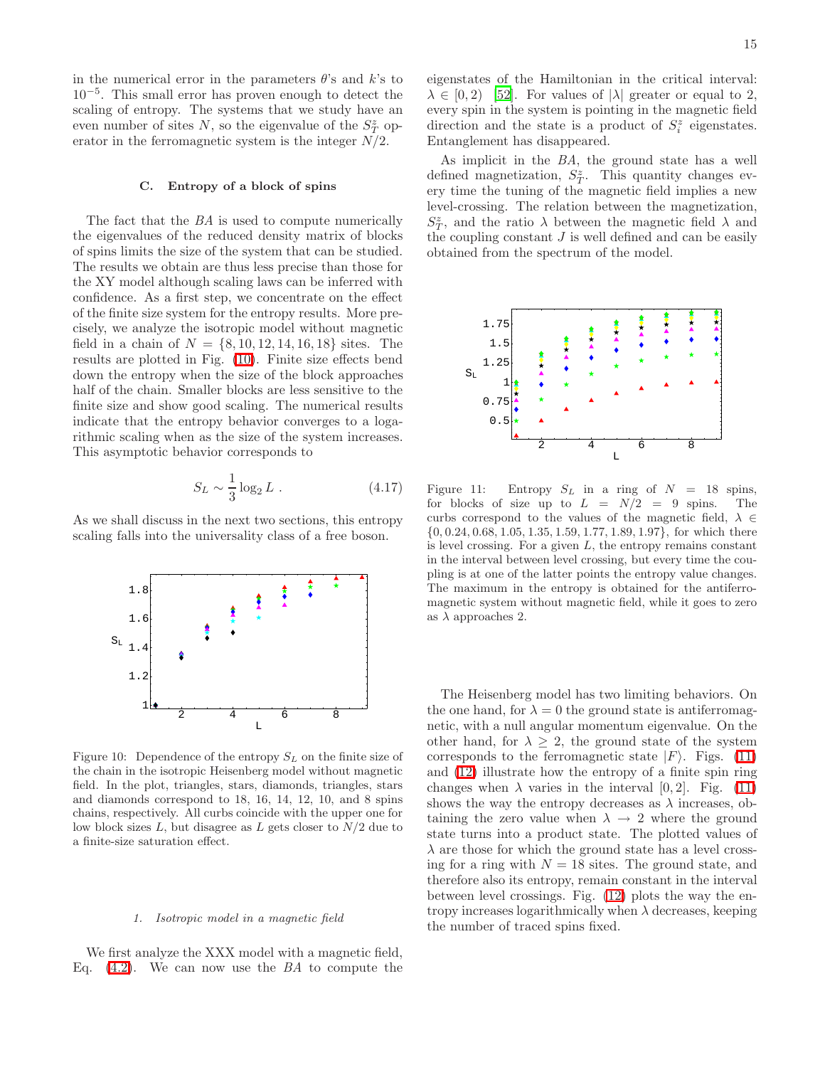in the numerical error in the parameters $\theta$'s and $k$'s to $10^{-5}$. This small error has proven enough to detect the scaling of entropy. The systems that we study have an even number of sites $N$, so the eigenvalue of the $S^z_T$ operator in the ferromagnetic system is the integer $N/2$.

### C. Entropy of a block of spins

The fact that the *BA* is used to compute numerically the eigenvalues of the reduced density matrix of blocks of spins limits the size of the system that can be studied. The results we obtain are thus less precise than those for the XY model although scaling laws can be inferred with confidence. As a first step, we concentrate on the effect of the finite size system for the entropy results. More precisely, we analyze the isotropic model without magnetic field in a chain of $N = \{8, 10, 12, 14, 16, 18\}$ sites. The results are plotted in Fig. (10). Finite size effects bend down the entropy when the size of the block approaches half of the chain. Smaller blocks are less sensitive to the finite size and show good scaling. The numerical results indicate that the entropy behavior converges to a logarithmic scaling when as the size of the system increases. This asymptotic behavior corresponds to

$$S_L \sim \frac{1}{3} \log_2 L \ . \tag{4.17}$$

As we shall discuss in the next two sections, this entropy scaling falls into the universality class of a free boson.

Figure 10: Dependence of the entropy $S_L$ on the finite size of the chain in the isotropic Heisenberg model without magnetic field. In the plot, triangles, stars, diamonds, triangles, stars and diamonds correspond to 18, 16, 14, 12, 10, and 8 spins chains, respectively. All curbs coincide with the upper one for low block sizes $L$, but disagree as $L$ gets closer to $N/2$ due to a finite-size saturation effect.

#### 1. Isotropic model in a magnetic field

We first analyze the XXX model with a magnetic field, Eq. (4.2). We can now use the *BA* to compute the eigenstates of the Hamiltonian in the critical interval: $\lambda \in [0, 2)$ [52]. For values of $|\lambda|$ greater or equal to 2, every spin in the system is pointing in the magnetic field direction and the state is a product of $S^z_i$ eigenstates. Entanglement has disappeared.

As implicit in the *BA*, the ground state has a well defined magnetization, $S^z_T$. This quantity changes every time the tuning of the magnetic field implies a new level-crossing. The relation between the magnetization, $S^z_T$, and the ratio $\lambda$ between the magnetic field $\lambda$ and the coupling constant $J$ is well defined and can be easily obtained from the spectrum of the model.

Figure 11: Entropy $S_L$ in a ring of $N = 18$ spins, for blocks of size up to $L = N/2 = 9$ spins. The curbs correspond to the values of the magnetic field, $\lambda \in \{0, 0.24, 0.68, 1.05, 1.35, 1.59, 1.77, 1.89, 1.97\}$, for which there is level crossing. For a given $L$, the entropy remains constant in the interval between level crossing, but every time the coupling is at one of the latter points the entropy value changes. The maximum in the entropy is obtained for the antiferromagnetic system without magnetic field, while it goes to zero as $\lambda$ approaches 2.

The Heisenberg model has two limiting behaviors. On the one hand, for $\lambda = 0$ the ground state is antiferromagnetic, with a null angular momentum eigenvalue. On the other hand, for $\lambda \geq 2$, the ground state of the system corresponds to the ferromagnetic state $|F\rangle$. Figs. (11) and (12) illustrate how the entropy of a finite spin ring changes when $\lambda$ varies in the interval $[0, 2]$. Fig. (11) shows the way the entropy decreases as $\lambda$ increases, obtaining the zero value when $\lambda \to 2$ where the ground state turns into a product state. The plotted values of $\lambda$ are those for which the ground state has a level crossing for a ring with $N = 18$ sites. The ground state, and therefore also its entropy, remain constant in the interval between level crossings. Fig. (12) plots the way the entropy increases logarithmically when $\lambda$ decreases, keeping the number of traced spins fixed.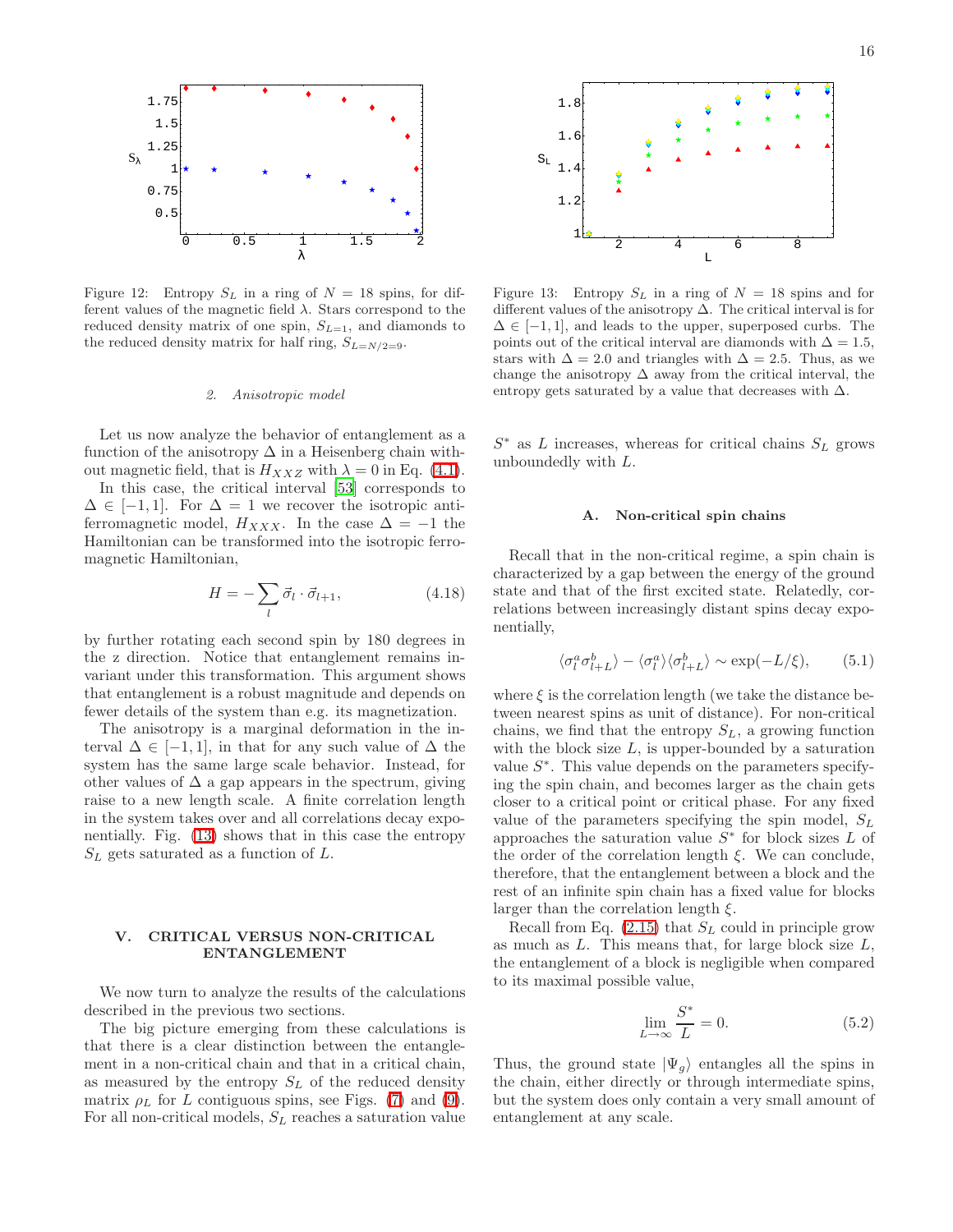Figure 12: Entropy $S_L$ in a ring of $N = 18$ spins, for different values of the magnetic field $\lambda$. Stars correspond to the reduced density matrix of one spin, $S_{L=1}$, and diamonds to the reduced density matrix for half ring, $S_{L=N/2=9}$.

#### 2. Anisotropic model

Let us now analyze the behavior of entanglement as a function of the anisotropy $\Delta$ in a Heisenberg chain without magnetic field, that is $H_{XXZ}$ with $\lambda = 0$ in Eq. (4.1).

In this case, the critical interval [53] corresponds to $\Delta \in [-1, 1]$. For $\Delta = 1$ we recover the isotropic antiferromagnetic model, $H_{XXX}$. In the case $\Delta = -1$ the Hamiltonian can be transformed into the isotropic ferromagnetic Hamiltonian,

$$H = -\sum_l \vec{\sigma}_l \cdot \vec{\sigma}_{l+1}, \qquad (4.18)$$

by further rotating each second spin by 180 degrees in the z direction. Notice that entanglement remains invariant under this transformation. This argument shows that entanglement is a robust magnitude and depends on fewer details of the system than e.g. its magnetization.

The anisotropy is a marginal deformation in the interval $\Delta \in [-1, 1]$, in that for any such value of $\Delta$ the system has the same large scale behavior. Instead, for other values of $\Delta$ a gap appears in the spectrum, giving raise to a new length scale. A finite correlation length in the system takes over and all correlations decay exponentially. Fig. (13) shows that in this case the entropy $S_L$ gets saturated as a function of $L$.

## V. CRITICAL VERSUS NON-CRITICAL ENTANGLEMENT

We now turn to analyze the results of the calculations described in the previous two sections.

The big picture emerging from these calculations is that there is a clear distinction between the entanglement in a non-critical chain and that in a critical chain, as measured by the entropy $S_L$ of the reduced density matrix $\rho_L$ for $L$ contiguous spins, see Figs. (7) and (9). For all non-critical models, $S_L$ reaches a saturation value $S^*$ as $L$ increases, whereas for critical chains $S_L$ grows unboundedly with $L$.

Figure 13: Entropy $S_L$ in a ring of $N = 18$ spins and for different values of the anisotropy $\Delta$. The critical interval is for $\Delta \in [-1, 1]$, and leads to the upper, superposed curbs. The points out of the critical interval are diamonds with $\Delta = 1.5$, stars with $\Delta = 2.0$ and triangles with $\Delta = 2.5$. Thus, as we change the anisotropy $\Delta$ away from the critical interval, the entropy gets saturated by a value that decreases with $\Delta$.

### A. Non-critical spin chains

Recall that in the non-critical regime, a spin chain is characterized by a gap between the energy of the ground state and that of the first excited state. Relatedly, correlations between increasingly distant spins decay exponentially,

$$\langle \sigma_l^a \sigma_{l+L}^b \rangle - \langle \sigma_l^a \rangle \langle \sigma_{l+L}^b \rangle \sim \exp(-L/\xi), \qquad (5.1)$$

where $\xi$ is the correlation length (we take the distance between nearest spins as unit of distance). For non-critical chains, we find that the entropy $S_L$, a growing function with the block size $L$, is upper-bounded by a saturation value $S^*$. This value depends on the parameters specifying the spin chain, and becomes larger as the chain gets closer to a critical point or critical phase. For any fixed value of the parameters specifying the spin model, $S_L$ approaches the saturation value $S^*$ for block sizes $L$ of the order of the correlation length $\xi$. We can conclude, therefore, that the entanglement between a block and the rest of an infinite spin chain has a fixed value for blocks larger than the correlation length $\xi$.

Recall from Eq. (2.15) that $S_L$ could in principle grow as much as $L$. This means that, for large block size $L$, the entanglement of a block is negligible when compared to its maximal possible value,

$$\lim_{L \to \infty} \frac{S^*}{L} = 0. \qquad (5.2)$$

Thus, the ground state $|\Psi_g\rangle$ entangles all the spins in the chain, either directly or through intermediate spins, but the system does only contain a very small amount of entanglement at any scale.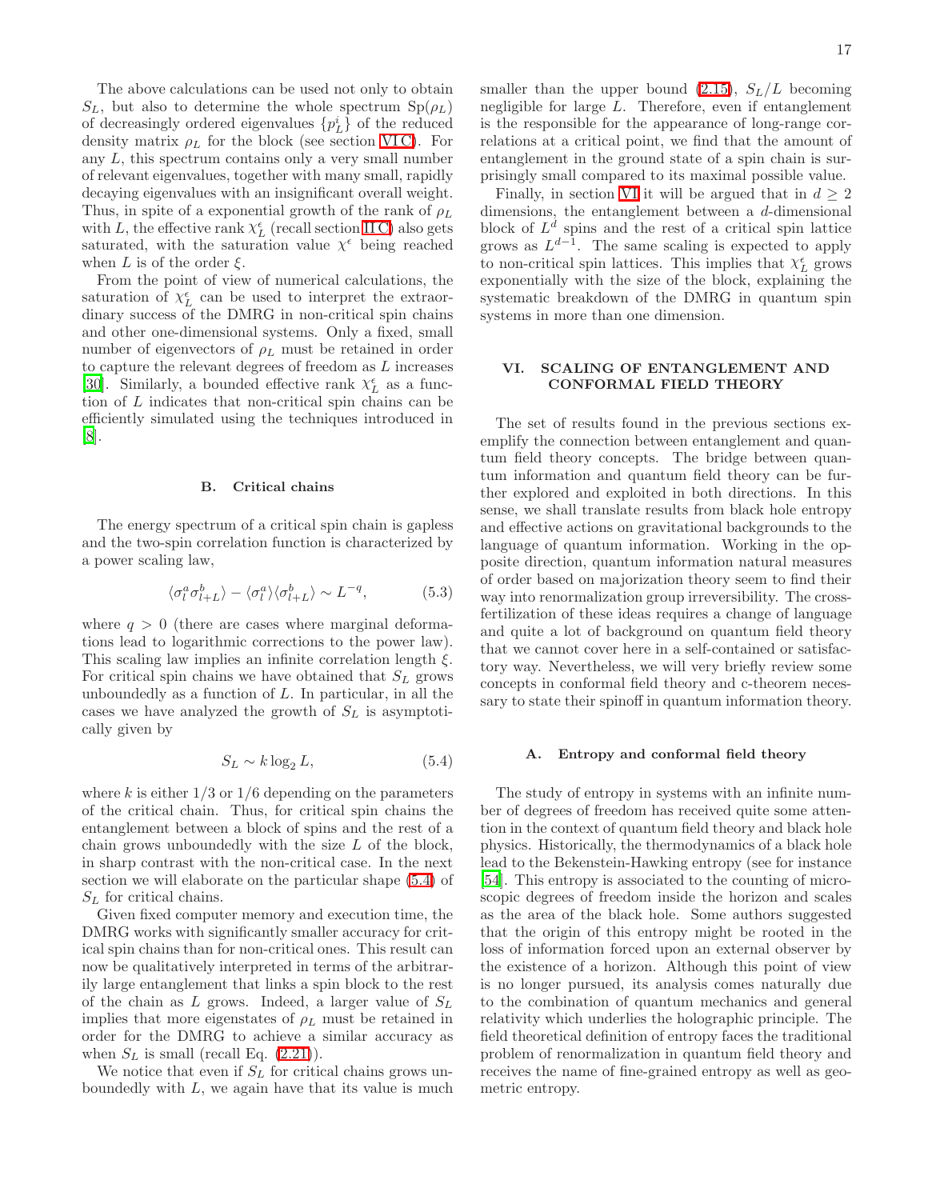The above calculations can be used not only to obtain $S_L$, but also to determine the whole spectrum $\mathrm{Sp}(\rho_L)$ of decreasingly ordered eigenvalues $\{p_L^i\}$ of the reduced density matrix $\rho_L$ for the block (see section VI C). For any $L$, this spectrum contains only a very small number of relevant eigenvalues, together with many small, rapidly decaying eigenvalues with an insignificant overall weight. Thus, in spite of a exponential growth of the rank of $\rho_L$ with $L$, the effective rank $\chi_L^\epsilon$ (recall section II C) also gets saturated, with the saturation value $\chi^\epsilon$ being reached when $L$ is of the order $\xi$.

From the point of view of numerical calculations, the saturation of $\chi_L^\epsilon$ can be used to interpret the extraordinary success of the DMRG in non-critical spin chains and other one-dimensional systems. Only a fixed, small number of eigenvectors of $\rho_L$ must be retained in order to capture the relevant degrees of freedom as $L$ increases [30]. Similarly, a bounded effective rank $\chi_L^\epsilon$ as a function of $L$ indicates that non-critical spin chains can be efficiently simulated using the techniques introduced in [8].

### B. Critical chains

The energy spectrum of a critical spin chain is gapless and the two-spin correlation function is characterized by a power scaling law,

$$\langle \sigma_l^a \sigma_{l+L}^b \rangle - \langle \sigma_l^a \rangle \langle \sigma_{l+L}^b \rangle \sim L^{-q}, \tag{5.3}$$

where $q > 0$ (there are cases where marginal deformations lead to logarithmic corrections to the power law). This scaling law implies an infinite correlation length $\xi$. For critical spin chains we have obtained that $S_L$ grows unboundedly as a function of $L$. In particular, in all the cases we have analyzed the growth of $S_L$ is asymptotically given by

$$S_L \sim k \log_2 L, \tag{5.4}$$

where $k$ is either $1/3$ or $1/6$ depending on the parameters of the critical chain. Thus, for critical spin chains the entanglement between a block of spins and the rest of a chain grows unboundedly with the size $L$ of the block, in sharp contrast with the non-critical case. In the next section we will elaborate on the particular shape (5.4) of $S_L$ for critical chains.

Given fixed computer memory and execution time, the DMRG works with significantly smaller accuracy for critical spin chains than for non-critical ones. This result can now be qualitatively interpreted in terms of the arbitrarily large entanglement that links a spin block to the rest of the chain as $L$ grows. Indeed, a larger value of $S_L$ implies that more eigenstates of $\rho_L$ must be retained in order for the DMRG to achieve a similar accuracy as when $S_L$ is small (recall Eq. (2.21)).

We notice that even if $S_L$ for critical chains grows unboundedly with $L$, we again have that its value is much smaller than the upper bound (2.15), $S_L/L$ becoming negligible for large $L$. Therefore, even if entanglement is the responsible for the appearance of long-range correlations at a critical point, we find that the amount of entanglement in the ground state of a spin chain is surprisingly small compared to its maximal possible value.

Finally, in section VI it will be argued that in $d \geq 2$ dimensions, the entanglement between a $d$-dimensional block of $L^d$ spins and the rest of a critical spin lattice grows as $L^{d-1}$. The same scaling is expected to apply to non-critical spin lattices. This implies that $\chi_L^\epsilon$ grows exponentially with the size of the block, explaining the systematic breakdown of the DMRG in quantum spin systems in more than one dimension.

## VI. SCALING OF ENTANGLEMENT AND CONFORMAL FIELD THEORY

The set of results found in the previous sections exemplify the connection between entanglement and quantum field theory concepts. The bridge between quantum information and quantum field theory can be further explored and exploited in both directions. In this sense, we shall translate results from black hole entropy and effective actions on gravitational backgrounds to the language of quantum information. Working in the opposite direction, quantum information natural measures of order based on majorization theory seem to find their way into renormalization group irreversibility. The cross-fertilization of these ideas requires a change of language and quite a lot of background on quantum field theory that we cannot cover here in a self-contained or satisfactory way. Nevertheless, we will very briefly review some concepts in conformal field theory and c-theorem necessary to state their spinoff in quantum information theory.

### A. Entropy and conformal field theory

The study of entropy in systems with an infinite number of degrees of freedom has received quite some attention in the context of quantum field theory and black hole physics. Historically, the thermodynamics of a black hole lead to the Bekenstein-Hawking entropy (see for instance [54]. This entropy is associated to the counting of microscopic degrees of freedom inside the horizon and scales as the area of the black hole. Some authors suggested that the origin of this entropy might be rooted in the loss of information forced upon an external observer by the existence of a horizon. Although this point of view is no longer pursued, its analysis comes naturally due to the combination of quantum mechanics and general relativity which underlies the holographic principle. The field theoretical definition of entropy faces the traditional problem of renormalization in quantum field theory and receives the name of fine-grained entropy as well as geometric entropy.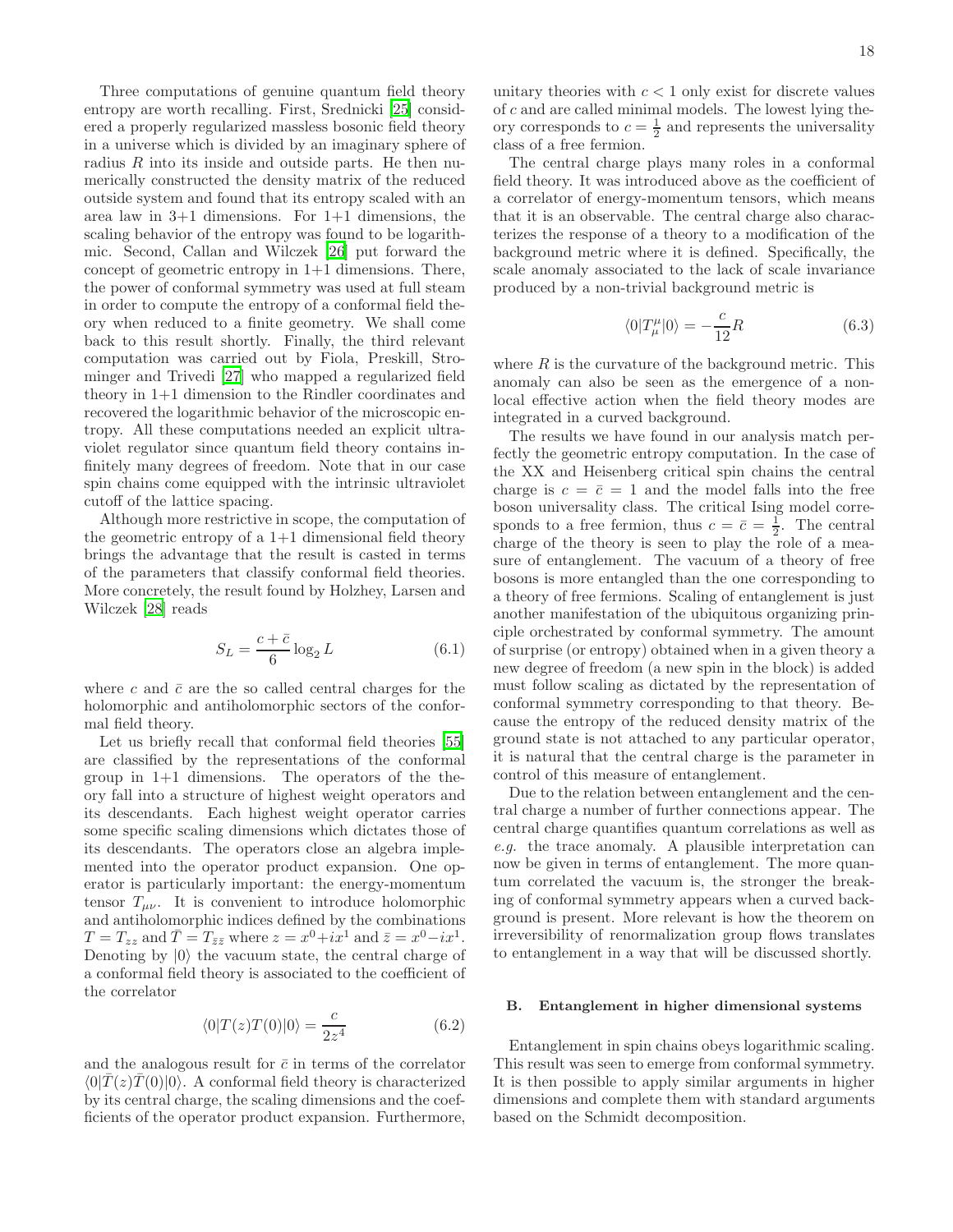Three computations of genuine quantum field theory entropy are worth recalling. First, Srednicki [25] considered a properly regularized massless bosonic field theory in a universe which is divided by an imaginary sphere of radius $R$ into its inside and outside parts. He then numerically constructed the density matrix of the reduced outside system and found that its entropy scaled with an area law in 3+1 dimensions. For 1+1 dimensions, the scaling behavior of the entropy was found to be logarithmic. Second, Callan and Wilczek [26] put forward the concept of geometric entropy in 1+1 dimensions. There, the power of conformal symmetry was used at full steam in order to compute the entropy of a conformal field theory when reduced to a finite geometry. We shall come back to this result shortly. Finally, the third relevant computation was carried out by Fiola, Preskill, Strominger and Trivedi [27] who mapped a regularized field theory in 1+1 dimension to the Rindler coordinates and recovered the logarithmic behavior of the microscopic entropy. All these computations needed an explicit ultraviolet regulator since quantum field theory contains infinitely many degrees of freedom. Note that in our case spin chains come equipped with the intrinsic ultraviolet cutoff of the lattice spacing.

Although more restrictive in scope, the computation of the geometric entropy of a 1+1 dimensional field theory brings the advantage that the result is casted in terms of the parameters that classify conformal field theories. More concretely, the result found by Holzhey, Larsen and Wilczek [28] reads

$$S_L = \frac{c+\bar{c}}{6}\log_2 L \tag{6.1}$$

where $c$ and $\bar{c}$ are the so called central charges for the holomorphic and antiholomorphic sectors of the conformal field theory.

Let us briefly recall that conformal field theories [55] are classified by the representations of the conformal group in 1+1 dimensions. The operators of the theory fall into a structure of highest weight operators and its descendants. Each highest weight operator carries some specific scaling dimensions which dictates those of its descendants. The operators close an algebra implemented into the operator product expansion. One operator is particularly important: the energy-momentum tensor $T_{\mu\nu}$. It is convenient to introduce holomorphic and antiholomorphic indices defined by the combinations $T = T_{zz}$ and $\bar{T} = T_{\bar{z}\bar{z}}$ where $z = x^0 + ix^1$ and $\bar{z} = x^0 - ix^1$. Denoting by $|0\rangle$ the vacuum state, the central charge of a conformal field theory is associated to the coefficient of the correlator

$$\langle 0|T(z)T(0)|0\rangle = \frac{c}{2z^4} \tag{6.2}$$

and the analogous result for $\bar{c}$ in terms of the correlator $\langle 0|\bar{T}(z)\bar{T}(0)|0\rangle$. A conformal field theory is characterized by its central charge, the scaling dimensions and the coefficients of the operator product expansion. Furthermore, unitary theories with $c<1$ only exist for discrete values of $c$ and are called minimal models. The lowest lying theory corresponds to $c=\frac{1}{2}$ and represents the universality class of a free fermion.

The central charge plays many roles in a conformal field theory. It was introduced above as the coefficient of a correlator of energy-momentum tensors, which means that it is an observable. The central charge also characterizes the response of a theory to a modification of the background metric where it is defined. Specifically, the scale anomaly associated to the lack of scale invariance produced by a non-trivial background metric is

$$\langle 0|T^{\mu}_{\mu}|0\rangle = -\frac{c}{12}R \tag{6.3}$$

where $R$ is the curvature of the background metric. This anomaly can also be seen as the emergence of a non-local effective action when the field theory modes are integrated in a curved background.

The results we have found in our analysis match perfectly the geometric entropy computation. In the case of the XX and Heisenberg critical spin chains the central charge is $c=\bar{c}=1$ and the model falls into the free boson universality class. The critical Ising model corresponds to a free fermion, thus $c=\bar{c}=\frac{1}{2}$. The central charge of the theory is seen to play the role of a measure of entanglement. The vacuum of a theory of free bosons is more entangled than the one corresponding to a theory of free fermions. Scaling of entanglement is just another manifestation of the ubiquitous organizing principle orchestrated by conformal symmetry. The amount of surprise (or entropy) obtained when in a given theory a new degree of freedom (a new spin in the block) is added must follow scaling as dictated by the representation of conformal symmetry corresponding to that theory. Because the entropy of the reduced density matrix of the ground state is not attached to any particular operator, it is natural that the central charge is the parameter in control of this measure of entanglement.

Due to the relation between entanglement and the central charge a number of further connections appear. The central charge quantifies quantum correlations as well as *e.g.* the trace anomaly. A plausible interpretation can now be given in terms of entanglement. The more quantum correlated the vacuum is, the stronger the breaking of conformal symmetry appears when a curved background is present. More relevant is how the theorem on irreversibility of renormalization group flows translates to entanglement in a way that will be discussed shortly.

## B. Entanglement in higher dimensional systems

Entanglement in spin chains obeys logarithmic scaling. This result was seen to emerge from conformal symmetry. It is then possible to apply similar arguments in higher dimensions and complete them with standard arguments based on the Schmidt decomposition.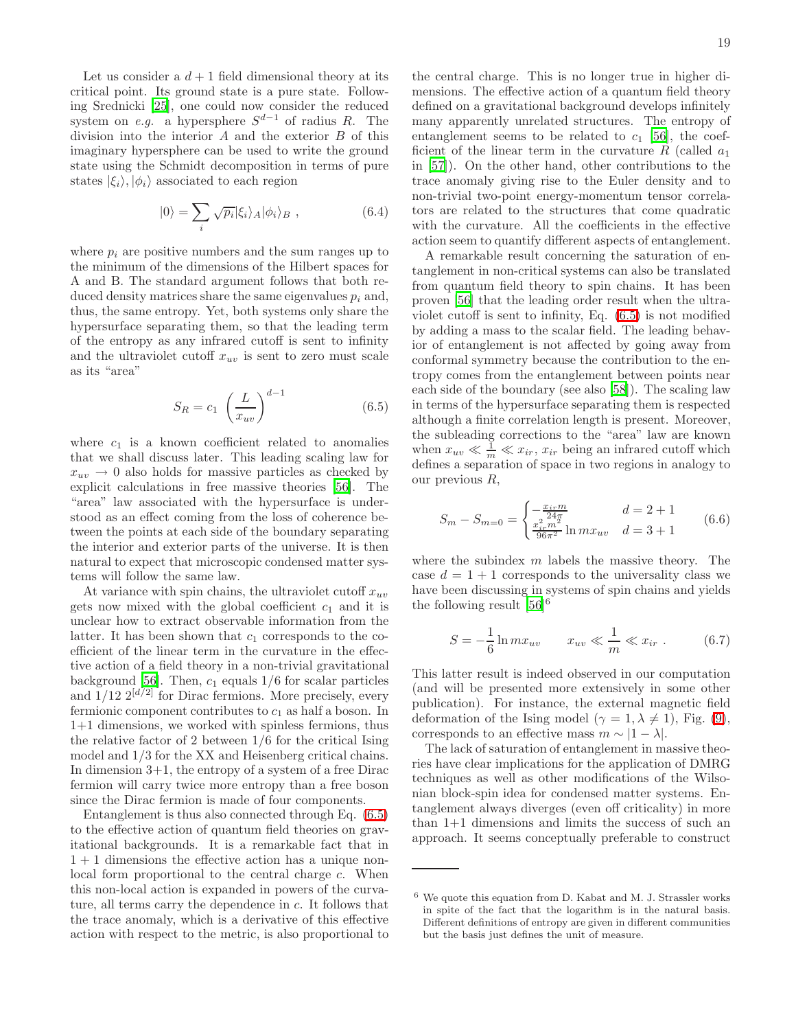Let us consider a $d+1$ field dimensional theory at its critical point. Its ground state is a pure state. Following Srednicki [25], one could now consider the reduced system on *e.g.* a hypersphere $S^{d-1}$ of radius $R$. The division into the interior $A$ and the exterior $B$ of this imaginary hypersphere can be used to write the ground state using the Schmidt decomposition in terms of pure states $|\xi_i\rangle, |\phi_i\rangle$ associated to each region

$$|0\rangle = \sum_i \sqrt{p_i} |\xi_i\rangle_A |\phi_i\rangle_B \ , \tag{6.4}$$

where $p_i$ are positive numbers and the sum ranges up to the minimum of the dimensions of the Hilbert spaces for A and B. The standard argument follows that both reduced density matrices share the same eigenvalues $p_i$ and, thus, the same entropy. Yet, both systems only share the hypersurface separating them, so that the leading term of the entropy as any infrared cutoff is sent to infinity and the ultraviolet cutoff $x_{uv}$ is sent to zero must scale as its "area"

$$S_R = c_1 \left(\frac{L}{x_{uv}}\right)^{d-1} \tag{6.5}$$

where $c_1$ is a known coefficient related to anomalies that we shall discuss later. This leading scaling law for $x_{uv} \to 0$ also holds for massive particles as checked by explicit calculations in free massive theories [56]. The "area" law associated with the hypersurface is understood as an effect coming from the loss of coherence between the points at each side of the boundary separating the interior and exterior parts of the universe. It is then natural to expect that microscopic condensed matter systems will follow the same law.

At variance with spin chains, the ultraviolet cutoff $x_{uv}$ gets now mixed with the global coefficient $c_1$ and it is unclear how to extract observable information from the latter. It has been shown that $c_1$ corresponds to the coefficient of the linear term in the curvature in the effective action of a field theory in a non-trivial gravitational background [56]. Then, $c_1$ equals $1/6$ for scalar particles and $1/12 \ 2^{[d/2]}$ for Dirac fermions. More precisely, every fermionic component contributes to $c_1$ as half a boson. In 1+1 dimensions, we worked with spinless fermions, thus the relative factor of 2 between $1/6$ for the critical Ising model and $1/3$ for the XX and Heisenberg critical chains. In dimension 3+1, the entropy of a system of a free Dirac fermion will carry twice more entropy than a free boson since the Dirac fermion is made of four components.

Entanglement is thus also connected through Eq. (6.5) to the effective action of quantum field theories on gravitational backgrounds. It is a remarkable fact that in $1+1$ dimensions the effective action has a unique non-local form proportional to the central charge $c$. When this non-local action is expanded in powers of the curvature, all terms carry the dependence in $c$. It follows that the trace anomaly, which is a derivative of this effective action with respect to the metric, is also proportional to the central charge. This is no longer true in higher dimensions. The effective action of a quantum field theory defined on a gravitational background develops infinitely many apparently unrelated structures. The entropy of entanglement seems to be related to $c_1$ [56], the coefficient of the linear term in the curvature $R$ (called $a_1$ in [57]). On the other hand, other contributions to the trace anomaly giving rise to the Euler density and to non-trivial two-point energy-momentum tensor correlators are related to the structures that come quadratic with the curvature. All the coefficients in the effective action seem to quantify different aspects of entanglement.

A remarkable result concerning the saturation of entanglement in non-critical systems can also be translated from quantum field theory to spin chains. It has been proven [56] that the leading order result when the ultraviolet cutoff is sent to infinity, Eq. (6.5) is not modified by adding a mass to the scalar field. The leading behavior of entanglement is not affected by going away from conformal symmetry because the contribution to the entropy comes from the entanglement between points near each side of the boundary (see also [58]). The scaling law in terms of the hypersurface separating them is respected although a finite correlation length is present. Moreover, the subleading corrections to the "area" law are known when $x_{uv} \ll \frac{1}{m} \ll x_{ir}$, $x_{ir}$ being an infrared cutoff which defines a separation of space in two regions in analogy to our previous $R$,

$$S_m - S_{m=0} = \begin{cases} -\frac{x_{ir} m}{24\pi} & d = 2+1 \\ \frac{x_{ir}^2 m^2}{96\pi^2} \ln m x_{uv} & d = 3+1 \end{cases} \tag{6.6}$$

where the subindex $m$ labels the massive theory. The case $d = 1+1$ corresponds to the universality class we have been discussing in systems of spin chains and yields the following result [56][6]

$$S = -\frac{1}{6} \ln m x_{uv} \qquad x_{uv} \ll \frac{1}{m} \ll x_{ir} \ . \tag{6.7}$$

This latter result is indeed observed in our computation (and will be presented more extensively in some other publication). For instance, the external magnetic field deformation of the Ising model ($\gamma = 1, \lambda \neq 1$), Fig. (9), corresponds to an effective mass $m \sim |1 - \lambda|$.

The lack of saturation of entanglement in massive theories have clear implications for the application of DMRG techniques as well as other modifications of the Wilsonian block-spin idea for condensed matter systems. Entanglement always diverges (even off criticality) in more than 1+1 dimensions and limits the success of such an approach. It seems conceptually preferable to construct

---

[6] We quote this equation from D. Kabat and M. J. Strassler works in spite of the fact that the logarithm is in the natural basis. Different definitions of entropy are given in different communities but the basis just defines the unit of measure.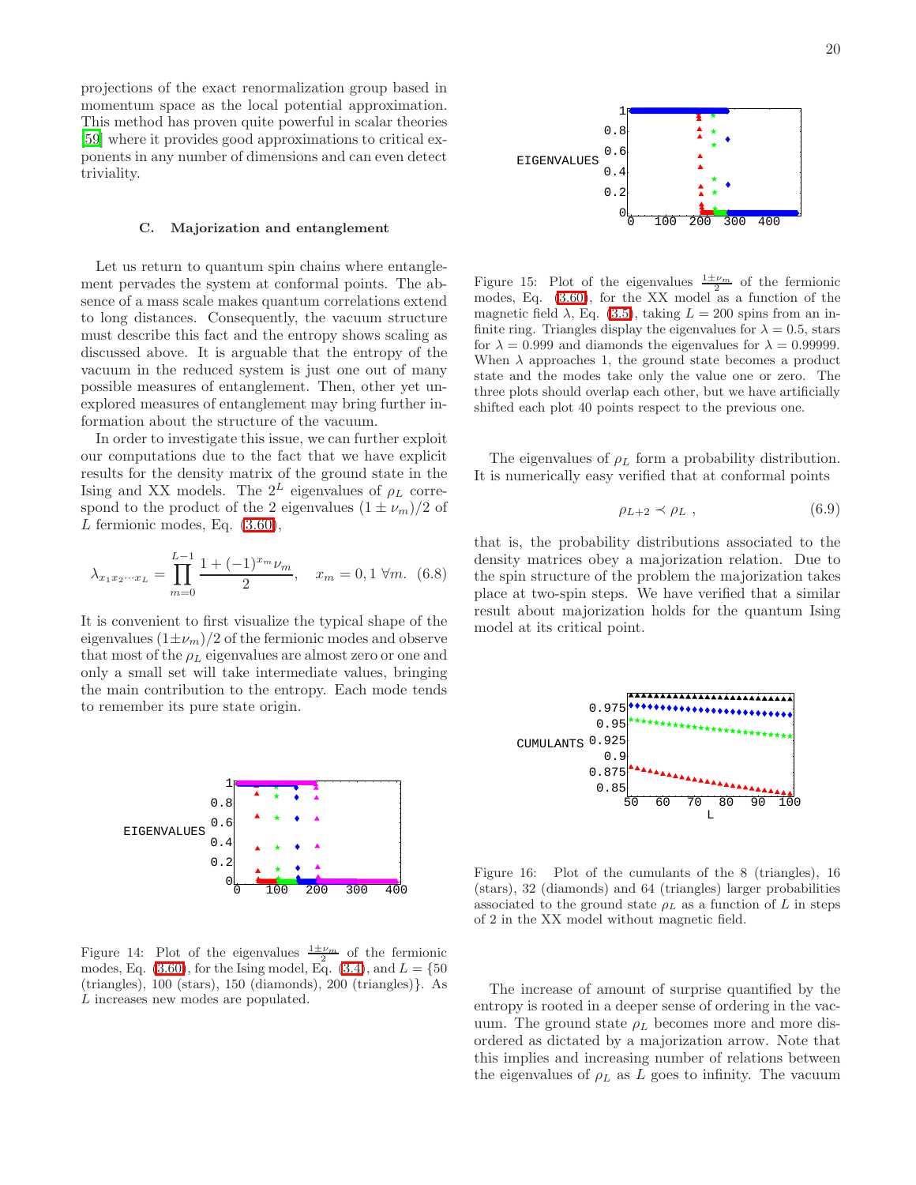projections of the exact renormalization group based in momentum space as the local potential approximation. This method has proven quite powerful in scalar theories [59] where it provides good approximations to critical exponents in any number of dimensions and can even detect triviality.

### C. Majorization and entanglement

Let us return to quantum spin chains where entanglement pervades the system at conformal points. The absence of a mass scale makes quantum correlations extend to long distances. Consequently, the vacuum structure must describe this fact and the entropy shows scaling as discussed above. It is arguable that the entropy of the vacuum in the reduced system is just one out of many possible measures of entanglement. Then, other yet unexplored measures of entanglement may bring further information about the structure of the vacuum.

In order to investigate this issue, we can further exploit our computations due to the fact that we have explicit results for the density matrix of the ground state in the Ising and XX models. The $2^L$ eigenvalues of $\rho_L$ correspond to the product of the 2 eigenvalues $(1 \pm \nu_m)/2$ of $L$ fermionic modes, Eq. (3.60),

$$\lambda_{x_1 x_2 \cdots x_L} = \prod_{m=0}^{L-1} \frac{1 + (-1)^{x_m} \nu_m}{2}, \quad x_m = 0, 1 \; \forall m. \quad (6.8)$$

It is convenient to first visualize the typical shape of the eigenvalues $(1 \pm \nu_m)/2$ of the fermionic modes and observe that most of the $\rho_L$ eigenvalues are almost zero or one and only a small set will take intermediate values, bringing the main contribution to the entropy. Each mode tends to remember its pure state origin.

Figure 14: Plot of the eigenvalues $\frac{1 \pm \nu_m}{2}$ of the fermionic modes, Eq. (3.60), for the Ising model, Eq. (3.4), and $L = \{50$ (triangles), 100 (stars), 150 (diamonds), 200 (triangles)$\}$. As $L$ increases new modes are populated.

Figure 15: Plot of the eigenvalues $\frac{1 \pm \nu_m}{2}$ of the fermionic modes, Eq. (3.60), for the XX model as a function of the magnetic field $\lambda$, Eq. (3.5), taking $L = 200$ spins from an infinite ring. Triangles display the eigenvalues for $\lambda = 0.5$, stars for $\lambda = 0.999$ and diamonds the eigenvalues for $\lambda = 0.99999$. When $\lambda$ approaches 1, the ground state becomes a product state and the modes take only the value one or zero. The three plots should overlap each other, but we have artificially shifted each plot 40 points respect to the previous one.

The eigenvalues of $\rho_L$ form a probability distribution. It is numerically easy verified that at conformal points

$$\rho_{L+2} \prec \rho_L \; , \quad (6.9)$$

that is, the probability distributions associated to the density matrices obey a majorization relation. Due to the spin structure of the problem the majorization takes place at two-spin steps. We have verified that a similar result about majorization holds for the quantum Ising model at its critical point.

Figure 16: Plot of the cumulants of the 8 (triangles), 16 (stars), 32 (diamonds) and 64 (triangles) larger probabilities associated to the ground state $\rho_L$ as a function of $L$ in steps of 2 in the XX model without magnetic field.

The increase of amount of surprise quantified by the entropy is rooted in a deeper sense of ordering in the vacuum. The ground state $\rho_L$ becomes more and more disordered as dictated by a majorization arrow. Note that this implies and increasing number of relations between the eigenvalues of $\rho_L$ as $L$ goes to infinity. The vacuum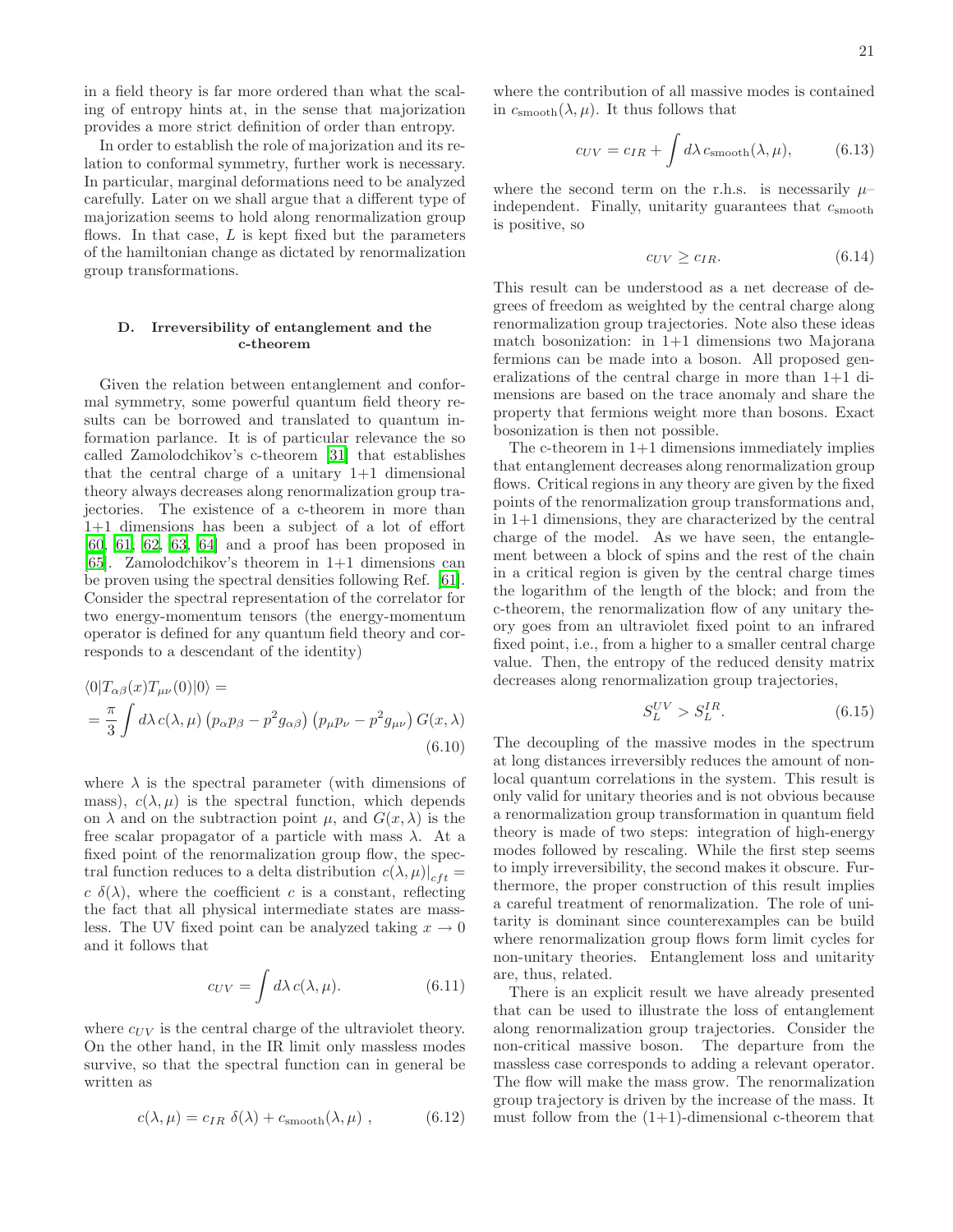in a field theory is far more ordered than what the scaling of entropy hints at, in the sense that majorization provides a more strict definition of order than entropy.

In order to establish the role of majorization and its relation to conformal symmetry, further work is necessary. In particular, marginal deformations need to be analyzed carefully. Later on we shall argue that a different type of majorization seems to hold along renormalization group flows. In that case, $L$ is kept fixed but the parameters of the hamiltonian change as dictated by renormalization group transformations.

### D. Irreversibility of entanglement and the c-theorem

Given the relation between entanglement and conformal symmetry, some powerful quantum field theory results can be borrowed and translated to quantum information parlance. It is of particular relevance the so called Zamolodchikov's c-theorem [31] that establishes that the central charge of a unitary 1+1 dimensional theory always decreases along renormalization group trajectories. The existence of a c-theorem in more than 1+1 dimensions has been a subject of a lot of effort [60, 61, 62, 63, 64] and a proof has been proposed in [65]. Zamolodchikov's theorem in 1+1 dimensions can be proven using the spectral densities following Ref. [61]. Consider the spectral representation of the correlator for two energy-momentum tensors (the energy-momentum operator is defined for any quantum field theory and corresponds to a descendant of the identity)

$$
\begin{aligned}
&\langle 0|T_{\alpha\beta}(x)T_{\mu\nu}(0)|0\rangle = \\
&= \frac{\pi}{3}\int d\lambda\, c(\lambda,\mu)\left(p_\alpha p_\beta - p^2 g_{\alpha\beta}\right)\left(p_\mu p_\nu - p^2 g_{\mu\nu}\right) G(x,\lambda)
\end{aligned}
\tag{6.10}
$$

where $\lambda$ is the spectral parameter (with dimensions of mass), $c(\lambda,\mu)$ is the spectral function, which depends on $\lambda$ and on the subtraction point $\mu$, and $G(x,\lambda)$ is the free scalar propagator of a particle with mass $\lambda$. At a fixed point of the renormalization group flow, the spectral function reduces to a delta distribution $c(\lambda,\mu)|_{cft} = c\ \delta(\lambda)$, where the coefficient $c$ is a constant, reflecting the fact that all physical intermediate states are massless. The UV fixed point can be analyzed taking $x \to 0$ and it follows that

$$
c_{UV} = \int d\lambda\, c(\lambda,\mu). \tag{6.11}
$$

where $c_{UV}$ is the central charge of the ultraviolet theory. On the other hand, in the IR limit only massless modes survive, so that the spectral function can in general be written as

$$
c(\lambda,\mu) = c_{IR}\ \delta(\lambda) + c_{\text{smooth}}(\lambda,\mu)\ , \tag{6.12}
$$

where the contribution of all massive modes is contained in $c_{\text{smooth}}(\lambda,\mu)$. It thus follows that

$$
c_{UV} = c_{IR} + \int d\lambda\, c_{\text{smooth}}(\lambda,\mu), \tag{6.13}
$$

where the second term on the r.h.s. is necessarily $\mu$–independent. Finally, unitarity guarantees that $c_{\text{smooth}}$ is positive, so

$$
c_{UV} \geq c_{IR}. \tag{6.14}
$$

This result can be understood as a net decrease of degrees of freedom as weighted by the central charge along renormalization group trajectories. Note also these ideas match bosonization: in 1+1 dimensions two Majorana fermions can be made into a boson. All proposed generalizations of the central charge in more than 1+1 dimensions are based on the trace anomaly and share the property that fermions weight more than bosons. Exact bosonization is then not possible.

The c-theorem in 1+1 dimensions immediately implies that entanglement decreases along renormalization group flows. Critical regions in any theory are given by the fixed points of the renormalization group transformations and, in 1+1 dimensions, they are characterized by the central charge of the model. As we have seen, the entanglement between a block of spins and the rest of the chain in a critical region is given by the central charge times the logarithm of the length of the block; and from the c-theorem, the renormalization flow of any unitary theory goes from an ultraviolet fixed point to an infrared fixed point, i.e., from a higher to a smaller central charge value. Then, the entropy of the reduced density matrix decreases along renormalization group trajectories,

$$
S_L^{UV} > S_L^{IR}. \tag{6.15}
$$

The decoupling of the massive modes in the spectrum at long distances irreversibly reduces the amount of non-local quantum correlations in the system. This result is only valid for unitary theories and is not obvious because a renormalization group transformation in quantum field theory is made of two steps: integration of high-energy modes followed by rescaling. While the first step seems to imply irreversibility, the second makes it obscure. Furthermore, the proper construction of this result implies a careful treatment of renormalization. The role of unitarity is dominant since counterexamples can be build where renormalization group flows form limit cycles for non-unitary theories. Entanglement loss and unitarity are, thus, related.

There is an explicit result we have already presented that can be used to illustrate the loss of entanglement along renormalization group trajectories. Consider the non-critical massive boson. The departure from the massless case corresponds to adding a relevant operator. The flow will make the mass grow. The renormalization group trajectory is driven by the increase of the mass. It must follow from the (1+1)-dimensional c-theorem that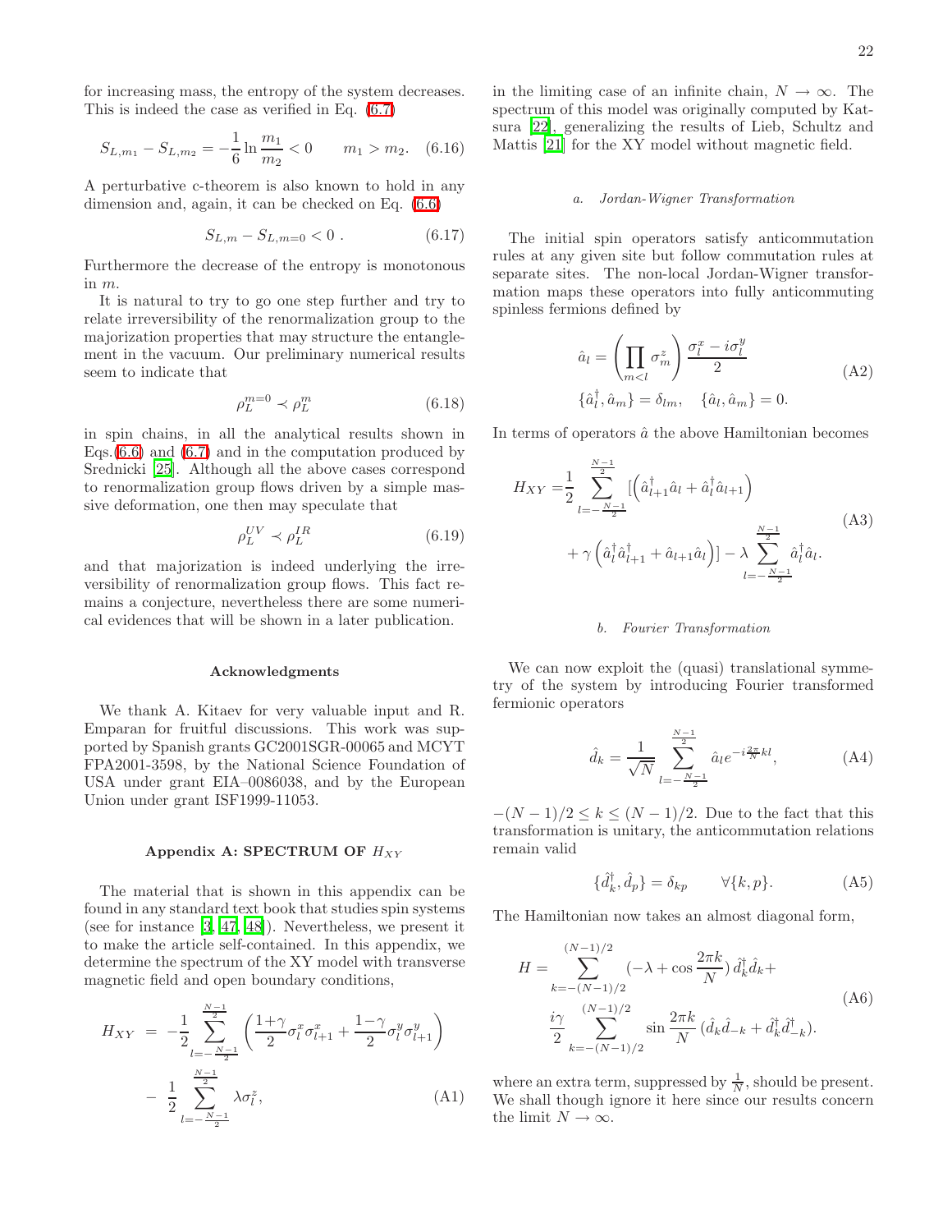for increasing mass, the entropy of the system decreases. This is indeed the case as verified in Eq. (6.7)

$$S_{L,m_1} - S_{L,m_2} = -\frac{1}{6}\ln\frac{m_1}{m_2} < 0 \qquad m_1 > m_2. \quad (6.16)$$

A perturbative c-theorem is also known to hold in any dimension and, again, it can be checked on Eq. (6.6)

$$S_{L,m} - S_{L,m=0} < 0\ . \quad (6.17)$$

Furthermore the decrease of the entropy is monotonous in $m$.

It is natural to try to go one step further and try to relate irreversibility of the renormalization group to the majorization properties that may structure the entanglement in the vacuum. Our preliminary numerical results seem to indicate that

$$\rho_L^{m=0} \prec \rho_L^{m} \quad (6.18)$$

in spin chains, in all the analytical results shown in Eqs.(6.6) and (6.7) and in the computation produced by Srednicki [25]. Although all the above cases correspond to renormalization group flows driven by a simple massive deformation, one then may speculate that

$$\rho_L^{UV} \prec \rho_L^{IR} \quad (6.19)$$

and that majorization is indeed underlying the irreversibility of renormalization group flows. This fact remains a conjecture, nevertheless there are some numerical evidences that will be shown in a later publication.

### Acknowledgments

We thank A. Kitaev for very valuable input and R. Emparan for fruitful discussions. This work was supported by Spanish grants GC2001SGR-00065 and MCYT FPA2001-3598, by the National Science Foundation of USA under grant EIA–0086038, and by the European Union under grant ISF1999-11053.

### Appendix A: SPECTRUM OF $H_{XY}$

The material that is shown in this appendix can be found in any standard text book that studies spin systems (see for instance [3, 47, 48]). Nevertheless, we present it to make the article self-contained. In this appendix, we determine the spectrum of the XY model with transverse magnetic field and open boundary conditions,

$$\begin{aligned} H_{XY} \;&=\; -\frac{1}{2}\sum_{l=-\frac{N-1}{2}}^{\frac{N-1}{2}}\left(\frac{1+\gamma}{2}\sigma_l^x\sigma_{l+1}^x + \frac{1-\gamma}{2}\sigma_l^y\sigma_{l+1}^y\right) \\ &- \;\frac{1}{2}\sum_{l=-\frac{N-1}{2}}^{\frac{N-1}{2}}\lambda\sigma_l^z, \end{aligned} \quad (A1)$$

in the limiting case of an infinite chain, $N \to \infty$. The spectrum of this model was originally computed by Katsura [22], generalizing the results of Lieb, Schultz and Mattis [21] for the XY model without magnetic field.

#### *a. Jordan-Wigner Transformation*

The initial spin operators satisfy anticommutation rules at any given site but follow commutation rules at separate sites. The non-local Jordan-Wigner transformation maps these operators into fully anticommuting spinless fermions defined by

$$\begin{aligned} \hat{a}_l &= \left(\prod_{m<l}\sigma_m^z\right)\frac{\sigma_l^x - i\sigma_l^y}{2} \\ \{\hat{a}_l^\dagger, \hat{a}_m\} &= \delta_{lm}, \quad \{\hat{a}_l, \hat{a}_m\} = 0. \end{aligned} \quad (A2)$$

In terms of operators $\hat{a}$ the above Hamiltonian becomes

$$\begin{aligned} H_{XY} =& \frac{1}{2}\sum_{l=-\frac{N-1}{2}}^{\frac{N-1}{2}}\left[\left(\hat{a}_{l+1}^\dagger\hat{a}_l + \hat{a}_l^\dagger\hat{a}_{l+1}\right)\right. \\ &\left. + \gamma\left(\hat{a}_l^\dagger\hat{a}_{l+1}^\dagger + \hat{a}_{l+1}\hat{a}_l\right)\right] - \lambda\sum_{l=-\frac{N-1}{2}}^{\frac{N-1}{2}}\hat{a}_l^\dagger\hat{a}_l. \end{aligned} \quad (A3)$$

#### *b. Fourier Transformation*

We can now exploit the (quasi) translational symmetry of the system by introducing Fourier transformed fermionic operators

$$\hat{d}_k = \frac{1}{\sqrt{N}}\sum_{l=-\frac{N-1}{2}}^{\frac{N-1}{2}}\hat{a}_l e^{-i\frac{2\pi}{N}kl}, \quad (A4)$$

$-(N-1)/2 \le k \le (N-1)/2$. Due to the fact that this transformation is unitary, the anticommutation relations remain valid

$$\{\hat{d}_k^\dagger, \hat{d}_p\} = \delta_{kp} \qquad \forall\{k,p\}. \quad (A5)$$

The Hamiltonian now takes an almost diagonal form,

$$\begin{aligned} H =& \sum_{k=-(N-1)/2}^{(N-1)/2}\left(-\lambda + \cos\frac{2\pi k}{N}\right)\hat{d}_k^\dagger\hat{d}_k + \\ &\frac{i\gamma}{2}\sum_{k=-(N-1)/2}^{(N-1)/2}\sin\frac{2\pi k}{N}\left(\hat{d}_k\hat{d}_{-k} + \hat{d}_k^\dagger\hat{d}_{-k}^\dagger\right). \end{aligned} \quad (A6)$$

where an extra term, suppressed by $\frac{1}{N}$, should be present. We shall though ignore it here since our results concern the limit $N \to \infty$.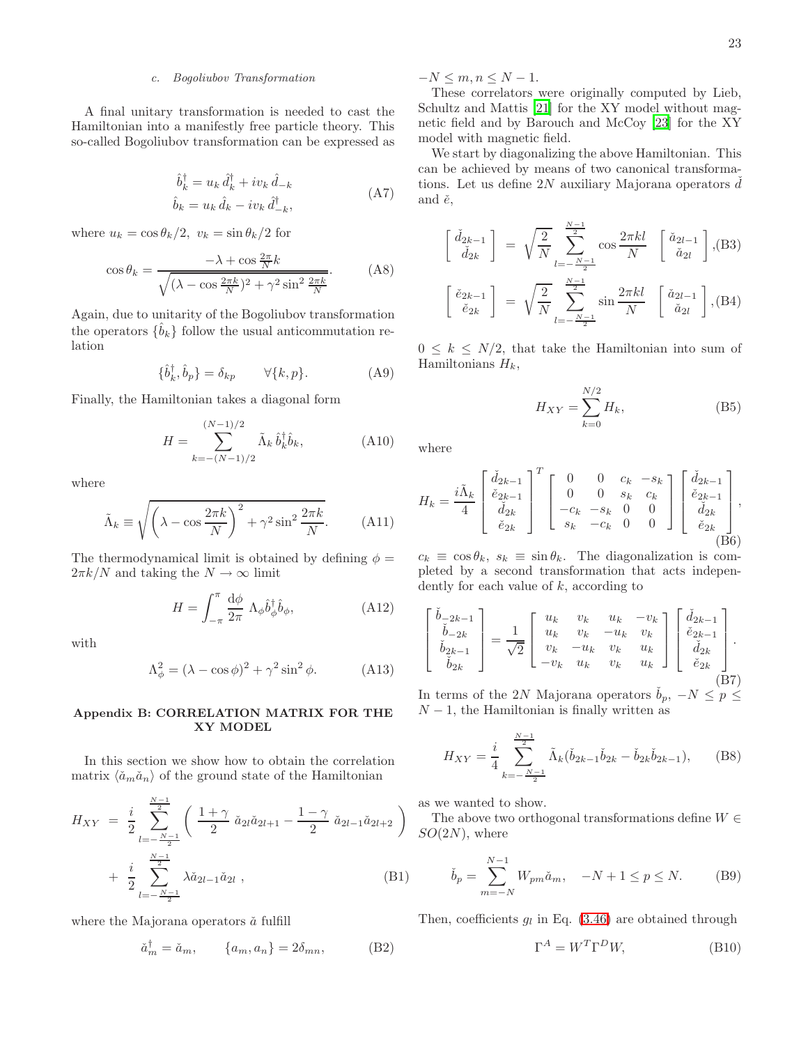#### c. Bogoliubov Transformation

A final unitary transformation is needed to cast the Hamiltonian into a manifestly free particle theory. This so-called Bogoliubov transformation can be expressed as

$$
\begin{aligned}
\hat{b}_k^\dagger &= u_k\, \hat{d}_k^\dagger + i v_k\, \hat{d}_{-k} \\
\hat{b}_k &= u_k\, \hat{d}_k - i v_k\, \hat{d}_{-k}^\dagger,
\end{aligned}
\tag{A7}
$$

where $u_k = \cos\theta_k/2,\ v_k = \sin\theta_k/2$ for

$$
\cos\theta_k = \frac{-\lambda + \cos\frac{2\pi}{N}k}{\sqrt{(\lambda - \cos\frac{2\pi k}{N})^2 + \gamma^2 \sin^2 \frac{2\pi k}{N}}}. \tag{A8}
$$

Again, due to unitarity of the Bogoliubov transformation the operators $\{\hat{b}_k\}$ follow the usual anticommutation relation

$$
\{\hat{b}_k^\dagger, \hat{b}_p\} = \delta_{kp} \qquad \forall\{k,p\}. \tag{A9}
$$

Finally, the Hamiltonian takes a diagonal form

$$
H = \sum_{k=-(N-1)/2}^{(N-1)/2} \tilde{\Lambda}_k\, \hat{b}_k^\dagger \hat{b}_k, \tag{A10}
$$

where

$$
\tilde{\Lambda}_k \equiv \sqrt{\left(\lambda - \cos\frac{2\pi k}{N}\right)^2 + \gamma^2 \sin^2\frac{2\pi k}{N}}. \tag{A11}
$$

The thermodynamical limit is obtained by defining $\phi = 2\pi k/N$ and taking the $N \to \infty$ limit

$$
H = \int_{-\pi}^{\pi} \frac{\mathrm{d}\phi}{2\pi}\ \Lambda_\phi \hat{b}_\phi^\dagger \hat{b}_\phi, \tag{A12}
$$

with

$$
\Lambda_\phi^2 = (\lambda - \cos\phi)^2 + \gamma^2 \sin^2\phi. \tag{A13}
$$

## Appendix B: CORRELATION MATRIX FOR THE XY MODEL

In this section we show how to obtain the correlation matrix $\langle \check{a}_m \check{a}_n \rangle$ of the ground state of the Hamiltonian

$$
\begin{aligned}
H_{XY} &= \frac{i}{2} \sum_{l=-\frac{N-1}{2}}^{\frac{N-1}{2}} \left( \frac{1+\gamma}{2}\ \check{a}_{2l}\check{a}_{2l+1} - \frac{1-\gamma}{2}\ \check{a}_{2l-1}\check{a}_{2l+2} \right) \\
&+ \frac{i}{2} \sum_{l=-\frac{N-1}{2}}^{\frac{N-1}{2}} \lambda \check{a}_{2l-1}\check{a}_{2l}\ ,
\end{aligned}
\tag{B1}
$$

where the Majorana operators $\check{a}$ fulfill

$$
\check{a}_m^\dagger = \check{a}_m, \qquad \{a_m, a_n\} = 2\delta_{mn}, \tag{B2}
$$

$-N \le m, n \le N-1$.

These correlators were originally computed by Lieb, Schultz and Mattis [21] for the XY model without magnetic field and by Barouch and McCoy [23] for the XY model with magnetic field.

We start by diagonalizing the above Hamiltonian. This can be achieved by means of two canonical transformations. Let us define $2N$ auxiliary Majorana operators $\check{d}$ and $\check{e}$,

$$
\begin{bmatrix} \check{d}_{2k-1} \\ \check{d}_{2k} \end{bmatrix} = \sqrt{\frac{2}{N}} \sum_{l=-\frac{N-1}{2}}^{\frac{N-1}{2}} \cos\frac{2\pi k l}{N} \begin{bmatrix} \check{a}_{2l-1} \\ \check{a}_{2l} \end{bmatrix}, \tag{B3}
$$

$$
\begin{bmatrix} \check{e}_{2k-1} \\ \check{e}_{2k} \end{bmatrix} = \sqrt{\frac{2}{N}} \sum_{l=-\frac{N-1}{2}}^{\frac{N-1}{2}} \sin\frac{2\pi k l}{N} \begin{bmatrix} \check{a}_{2l-1} \\ \check{a}_{2l} \end{bmatrix}, \tag{B4}
$$

$0 \le k \le N/2$, that take the Hamiltonian into sum of Hamiltonians $H_k$,

$$
H_{XY} = \sum_{k=0}^{N/2} H_k, \tag{B5}
$$

where

$$
H_k = \frac{i\tilde{\Lambda}_k}{4} \begin{bmatrix} \check{d}_{2k-1} \\ \check{e}_{2k-1} \\ \check{d}_{2k} \\ \check{e}_{2k} \end{bmatrix}^T \begin{bmatrix} 0 & 0 & c_k & -s_k \\ 0 & 0 & s_k & c_k \\ -c_k & -s_k & 0 & 0 \\ s_k & -c_k & 0 & 0 \end{bmatrix} \begin{bmatrix} \check{d}_{2k-1} \\ \check{e}_{2k-1} \\ \check{d}_{2k} \\ \check{e}_{2k} \end{bmatrix}, \tag{B6}
$$

$c_k \equiv \cos\theta_k$, $s_k \equiv \sin\theta_k$. The diagonalization is completed by a second transformation that acts independently for each value of $k$, according to

$$
\begin{bmatrix} \check{b}_{-2k-1} \\ \check{b}_{-2k} \\ \check{b}_{2k-1} \\ \check{b}_{2k} \end{bmatrix} = \frac{1}{\sqrt{2}} \begin{bmatrix} u_k & v_k & u_k & -v_k \\ u_k & v_k & -u_k & v_k \\ v_k & -u_k & v_k & u_k \\ -v_k & u_k & v_k & u_k \end{bmatrix} \begin{bmatrix} \check{d}_{2k-1} \\ \check{e}_{2k-1} \\ \check{d}_{2k} \\ \check{e}_{2k} \end{bmatrix}. \tag{B7}
$$

In terms of the $2N$ Majorana operators $\check{b}_p$, $-N \le p \le N-1$, the Hamiltonian is finally written as

$$
H_{XY} = \frac{i}{4} \sum_{k=-\frac{N-1}{2}}^{\frac{N-1}{2}} \tilde{\Lambda}_k (\check{b}_{2k-1}\check{b}_{2k} - \check{b}_{2k}\check{b}_{2k-1}), \tag{B8}
$$

as we wanted to show.

The above two orthogonal transformations define $W \in SO(2N)$, where

$$
\check{b}_p = \sum_{m=-N}^{N-1} W_{pm} \check{a}_m, \quad -N+1 \le p \le N. \tag{B9}
$$

Then, coefficients $g_l$ in Eq. (3.46) are obtained through

$$
\Gamma^A = W^T \Gamma^D W, \tag{B10}
$$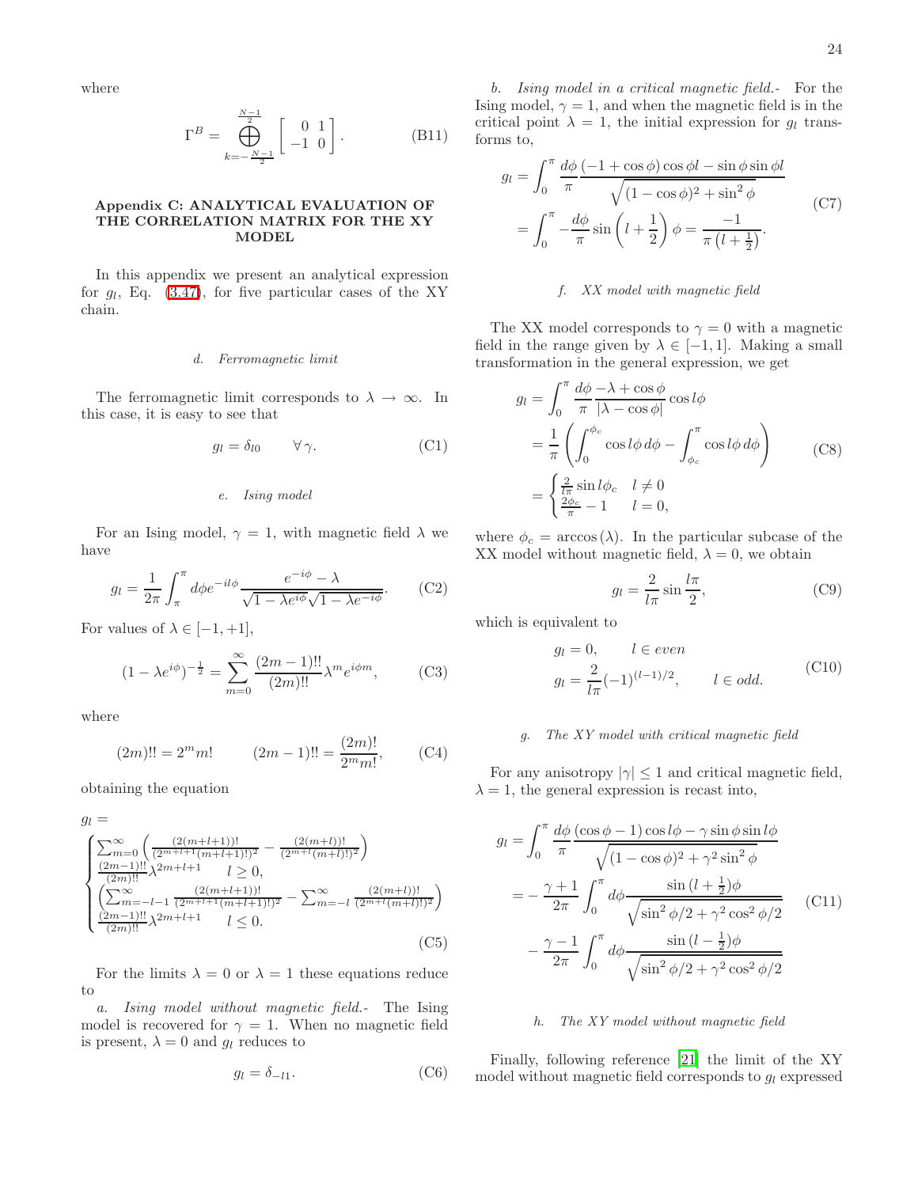where

$$\Gamma^B = \bigoplus_{k=-\frac{N-1}{2}}^{\frac{N-1}{2}} \begin{bmatrix} 0 & 1 \\ -1 & 0 \end{bmatrix}. \tag{B11}$$

## Appendix C: ANALYTICAL EVALUATION OF THE CORRELATION MATRIX FOR THE XY MODEL

In this appendix we present an analytical expression for $g_l$, Eq. (3.47), for five particular cases of the XY chain.

### *d. Ferromagnetic limit*

The ferromagnetic limit corresponds to $\lambda \to \infty$. In this case, it is easy to see that

$$g_l = \delta_{l0} \qquad \forall\, \gamma. \tag{C1}$$

### *e. Ising model*

For an Ising model, $\gamma = 1$, with magnetic field $\lambda$ we have

$$g_l = \frac{1}{2\pi}\int_{\pi}^{\pi} d\phi e^{-il\phi}\frac{e^{-i\phi}-\lambda}{\sqrt{1-\lambda e^{i\phi}}\sqrt{1-\lambda e^{-i\phi}}}. \tag{C2}$$

For values of $\lambda \in [-1,+1]$,

$$(1-\lambda e^{i\phi})^{-\frac{1}{2}} = \sum_{m=0}^{\infty}\frac{(2m-1)!!}{(2m)!!}\lambda^m e^{i\phi m}, \tag{C3}$$

where

$$(2m)!! = 2^m m! \qquad (2m-1)!! = \frac{(2m)!}{2^m m!}, \tag{C4}$$

obtaining the equation

$$g_l = \begin{cases} \sum_{m=0}^{\infty}\left(\frac{(2(m+l+1))!}{(2^{m+l+1}(m+l+1)!)^2} - \frac{(2(m+l))!}{(2^{m+l}(m+l)!)^2}\right) \\ \frac{(2m-1)!!}{(2m)!!}\lambda^{2m+l+1} \qquad l \geq 0, \\ \left(\sum_{m=-l-1}^{\infty}\frac{(2(m+l+1))!}{(2^{m+l+1}(m+l+1)!)^2} - \sum_{m=-l}^{\infty}\frac{(2(m+l))!}{(2^{m+l}(m+l)!)^2}\right) \\ \frac{(2m-1)!!}{(2m)!!}\lambda^{2m+l+1} \qquad l \leq 0. \end{cases} \tag{C5}$$

For the limits $\lambda = 0$ or $\lambda = 1$ these equations reduce to

*a. Ising model without magnetic field.-* The Ising model is recovered for $\gamma = 1$. When no magnetic field is present, $\lambda = 0$ and $g_l$ reduces to

$$g_l = \delta_{-l1}. \tag{C6}$$

*b. Ising model in a critical magnetic field.-* For the Ising model, $\gamma = 1$, and when the magnetic field is in the critical point $\lambda = 1$, the initial expression for $g_l$ transforms to,

$$\begin{aligned} g_l &= \int_0^{\pi}\frac{d\phi}{\pi}\frac{(-1+\cos\phi)\cos\phi l - \sin\phi\sin\phi l}{\sqrt{(1-\cos\phi)^2+\sin^2\phi}} \\ &= \int_0^{\pi} -\frac{d\phi}{\pi}\sin\left(l+\frac{1}{2}\right)\phi = \frac{-1}{\pi\left(l+\frac{1}{2}\right)}. \end{aligned} \tag{C7}$$

### *f. XX model with magnetic field*

The XX model corresponds to $\gamma = 0$ with a magnetic field in the range given by $\lambda \in [-1,1]$. Making a small transformation in the general expression, we get

$$\begin{aligned} g_l &= \int_0^{\pi}\frac{d\phi}{\pi}\frac{-\lambda+\cos\phi}{|\lambda-\cos\phi|}\cos l\phi \\ &= \frac{1}{\pi}\left(\int_0^{\phi_c}\cos l\phi\, d\phi - \int_{\phi_c}^{\pi}\cos l\phi\, d\phi\right) \\ &= \begin{cases} \frac{2}{l\pi}\sin l\phi_c & l \neq 0 \\ \frac{2\phi_c}{\pi} - 1 & l = 0, \end{cases} \end{aligned} \tag{C8}$$

where $\phi_c = \arccos(\lambda)$. In the particular subcase of the XX model without magnetic field, $\lambda = 0$, we obtain

$$g_l = \frac{2}{l\pi}\sin\frac{l\pi}{2}, \tag{C9}$$

which is equivalent to

$$\begin{aligned} g_l &= 0, \qquad l \in even \\ g_l &= \frac{2}{l\pi}(-1)^{(l-1)/2}, \qquad l \in odd. \end{aligned} \tag{C10}$$

### *g. The XY model with critical magnetic field*

For any anisotropy $|\gamma| \leq 1$ and critical magnetic field, $\lambda = 1$, the general expression is recast into,

$$\begin{aligned} g_l &= \int_0^{\pi}\frac{d\phi}{\pi}\frac{(\cos\phi-1)\cos l\phi - \gamma\sin\phi\sin l\phi}{\sqrt{(1-\cos\phi)^2+\gamma^2\sin^2\phi}} \\ &= -\frac{\gamma+1}{2\pi}\int_0^{\pi} d\phi\frac{\sin\left(l+\frac{1}{2}\right)\phi}{\sqrt{\sin^2\phi/2+\gamma^2\cos^2\phi/2}} \\ &\quad - \frac{\gamma-1}{2\pi}\int_0^{\pi} d\phi\frac{\sin\left(l-\frac{1}{2}\right)\phi}{\sqrt{\sin^2\phi/2+\gamma^2\cos^2\phi/2}} \end{aligned} \tag{C11}$$

### *h. The XY model without magnetic field*

Finally, following reference [21] the limit of the XY model without magnetic field corresponds to $g_l$ expressed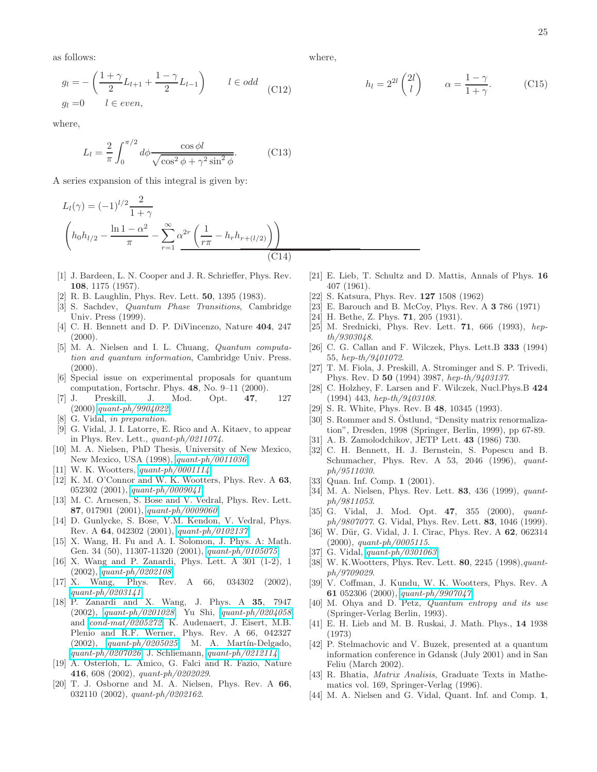as follows:

$$
\begin{aligned}
g_l &= -\left(\frac{1+\gamma}{2}L_{l+1} + \frac{1-\gamma}{2}L_{l-1}\right) \qquad l \in odd \\
g_l &= 0 \qquad l \in even,
\end{aligned}
\tag{C12}
$$

where,

$$
L_l = \frac{2}{\pi}\int_0^{\pi/2} d\phi \frac{\cos\phi l}{\sqrt{\cos^2\phi + \gamma^2\sin^2\phi}}. \tag{C13}
$$

A series expansion of this integral is given by:

$$
L_l(\gamma) = (-1)^{l/2}\frac{2}{1+\gamma}
\left(h_0 h_{l/2} - \frac{\ln 1-\alpha^2}{\pi} - \sum_{r=1}^{\infty}\alpha^{2r}\left(\frac{1}{r\pi} - h_r h_{r+(l/2)}\right)\right) \tag{C14}
$$

where,

$$
h_l = 2^{2l}\binom{2l}{l} \qquad \alpha = \frac{1-\gamma}{1+\gamma}. \tag{C15}
$$

[1] J. Bardeen, L. N. Cooper and J. R. Schrieffer, Phys. Rev. **108**, 1175 (1957).

[2] R. B. Laughlin, Phys. Rev. Lett. **50**, 1395 (1983).

[3] S. Sachdev, *Quantum Phase Transitions*, Cambridge Univ. Press (1999).

[4] C. H. Bennett and D. P. DiVincenzo, Nature **404**, 247 (2000).

[5] M. A. Nielsen and I. L. Chuang, *Quantum computation and quantum information*, Cambridge Univ. Press. (2000).

[6] Special issue on experimental proposals for quantum computation, Fortschr. Phys. **48**, No. 9–11 (2000).

[7] J. Preskill, J. Mod. Opt. **47**, 127 (2000) *quant-ph/9904022*.

[8] G. Vidal, *in preparation*.

[9] G. Vidal, J. I. Latorre, E. Rico and A. Kitaev, to appear in Phys. Rev. Lett., *quant-ph/0211074*.

[10] M. A. Nielsen, PhD Thesis, University of New Mexico, New Mexico, USA (1998), *quant-ph/0011036*.

[11] W. K. Wootters, *quant-ph/0001114*.

[12] K. M. O'Connor and W. K. Wootters, Phys. Rev. A **63**, 052302 (2001), *quant-ph/0009041*.

[13] M. C. Arnesen, S. Bose and V. Vedral, Phys. Rev. Lett. **87**, 017901 (2001), *quant-ph/0009060*.

[14] D. Gunlycke, S. Bose, V.M. Kendon, V. Vedral, Phys. Rev. A **64**, 042302 (2001), *quant-ph/0102137*.

[15] X. Wang, H. Fu and A. I. Solomon, J. Phys. A: Math. Gen. 34 (50), 11307-11320 (2001), *quant-ph/0105075*.

[16] X. Wang and P. Zanardi, Phys. Lett. A 301 (1-2), 1 (2002), *quant-ph/0202108*.

[17] X. Wang, Phys. Rev. A 66, 034302 (2002), *quant-ph/0203141*.

[18] P. Zanardi and X. Wang, J. Phys. A **35**, 7947 (2002), *quant-ph/0201028*. Yu Shi, *quant-ph/0204058* and *cond-mat/0205272*. K. Audenaert, J. Eisert, M.B. Plenio and R.F. Werner, Phys. Rev. A 66, 042327 (2002), *quant-ph/0205025*. M. A. Martín-Delgado, *quant-ph/0207026*. J. Schliemann, *quant-ph/0212114*.

[19] A. Osterloh, L. Amico, G. Falci and R. Fazio, Nature **416**, 608 (2002), *quant-ph/0202029*.

[20] T. J. Osborne and M. A. Nielsen, Phys. Rev. A **66**, 032110 (2002), *quant-ph/0202162*.

[21] E. Lieb, T. Schultz and D. Mattis, Annals of Phys. **16** 407 (1961).

[22] S. Katsura, Phys. Rev. **127** 1508 (1962)

[23] E. Barouch and B. McCoy, Phys. Rev. A **3** 786 (1971)

[24] H. Bethe, Z. Phys. **71**, 205 (1931).

[25] M. Srednicki, Phys. Rev. Lett. **71**, 666 (1993), *hep-th/9303048*.

[26] C. G. Callan and F. Wilczek, Phys. Lett.B **333** (1994) 55, *hep-th/9401072*.

[27] T. M. Fiola, J. Preskill, A. Strominger and S. P. Trivedi, Phys. Rev. D **50** (1994) 3987, *hep-th/9403137*.

[28] C. Holzhey, F. Larsen and F. Wilczek, Nucl.Phys.B **424** (1994) 443, *hep-th/9403108*.

[29] S. R. White, Phys. Rev. B **48**, 10345 (1993).

[30] S. Rommer and S. Östlund, "Density matrix renormalization", Dresden, 1998 (Springer, Berlin, 1999), pp 67-89.

[31] A. B. Zamolodchikov, JETP Lett. **43** (1986) 730.

[32] C. H. Bennett, H. J. Bernstein, S. Popescu and B. Schumacher, Phys. Rev. A 53, 2046 (1996), *quant-ph/9511030*.

[33] Quan. Inf. Comp. **1** (2001).

[34] M. A. Nielsen, Phys. Rev. Lett. **83**, 436 (1999), *quant-ph/9811053*.

[35] G. Vidal, J. Mod. Opt. **47**, 355 (2000), *quant-ph/9807077*. G. Vidal, Phys. Rev. Lett. **83**, 1046 (1999).

[36] W. Dür, G. Vidal, J. I. Cirac, Phys. Rev. A **62**, 062314 (2000), *quant-ph/0005115*.

[37] G. Vidal, *quant-ph/0301063*.

[38] W. K.Wootters, Phys. Rev. Lett. **80**, 2245 (1998),*quant-ph/9709029*.

[39] V. Coffman, J. Kundu, W. K. Wootters, Phys. Rev. A **61** 052306 (2000), *quant-ph/9907047*.

[40] M. Ohya and D. Petz, *Quantum entropy and its use* (Springer-Verlag Berlin, 1993).

[41] E. H. Lieb and M. B. Ruskai, J. Math. Phys., **14** 1938 (1973)

[42] P. Stelmachovic and V. Buzek, presented at a quantum information conference in Gdansk (July 2001) and in San Feliu (March 2002).

[43] R. Bhatia, *Matrix Analisis*, Graduate Texts in Mathematics vol. 169, Springer-Verlag (1996).

[44] M. A. Nielsen and G. Vidal, Quant. Inf. and Comp. **1**,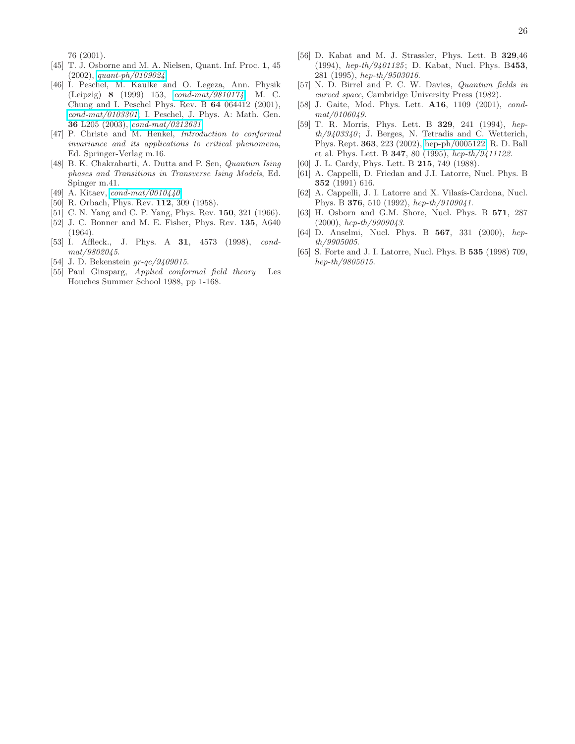76 (2001).

[45] T. J. Osborne and M. A. Nielsen, Quant. Inf. Proc. **1**, 45 (2002), *quant-ph/0109024*.

[46] I. Peschel, M. Kaulke and O. Legeza, Ann. Physik (Leipzig) **8** (1999) 153, *cond-mat/9810174*; M. C. Chung and I. Peschel Phys. Rev. B **64** 064412 (2001), *cond-mat/0103301*; I. Peschel, J. Phys. A: Math. Gen. **36** L205 (2003), *cond-mat/0212631*.

[47] P. Christe and M. Henkel, *Introduction to conformal invariance and its applications to critical phenomena*, Ed. Springer-Verlag m.16.

[48] B. K. Chakrabarti, A. Dutta and P. Sen, *Quantum Ising phases and Transitions in Transverse Ising Models*, Ed. Spinger m.41.

[49] A. Kitaev, *cond-mat/0010440*.

[50] R. Orbach, Phys. Rev. **112**, 309 (1958).

[51] C. N. Yang and C. P. Yang, Phys. Rev. **150**, 321 (1966).

[52] J. C. Bonner and M. E. Fisher, Phys. Rev. **135**, A640 (1964).

[53] I. Affleck., J. Phys. A **31**, 4573 (1998), *cond-mat/9802045*.

[54] J. D. Bekenstein *gr-qc/9409015*.

[55] Paul Ginsparg, *Applied conformal field theory* Les Houches Summer School 1988, pp 1-168.

[56] D. Kabat and M. J. Strassler, Phys. Lett. B **329**,46 (1994), *hep-th/9401125*; D. Kabat, Nucl. Phys. B**453**, 281 (1995), *hep-th/9503016*.

[57] N. D. Birrel and P. C. W. Davies, *Quantum fields in curved space*, Cambridge University Press (1982).

[58] J. Gaite, Mod. Phys. Lett. **A16**, 1109 (2001), *cond-mat/0106049*.

[59] T. R. Morris, Phys. Lett. B **329**, 241 (1994), *hep-th/9403340*; J. Berges, N. Tetradis and C. Wetterich, Phys. Rept. **363**, 223 (2002), hep-ph/0005122; R. D. Ball et al. Phys. Lett. B **347**, 80 (1995), *hep-th/9411122*.

[60] J. L. Cardy, Phys. Lett. B **215**, 749 (1988).

[61] A. Cappelli, D. Friedan and J.I. Latorre, Nucl. Phys. B **352** (1991) 616.

[62] A. Cappelli, J. I. Latorre and X. Vilasís-Cardona, Nucl. Phys. B **376**, 510 (1992), *hep-th/9109041*.

[63] H. Osborn and G.M. Shore, Nucl. Phys. B **571**, 287 (2000), *hep-th/9909043*.

[64] D. Anselmi, Nucl. Phys. B **567**, 331 (2000), *hep-th/9905005*.

[65] S. Forte and J. I. Latorre, Nucl. Phys. B **535** (1998) 709, *hep-th/9805015*.